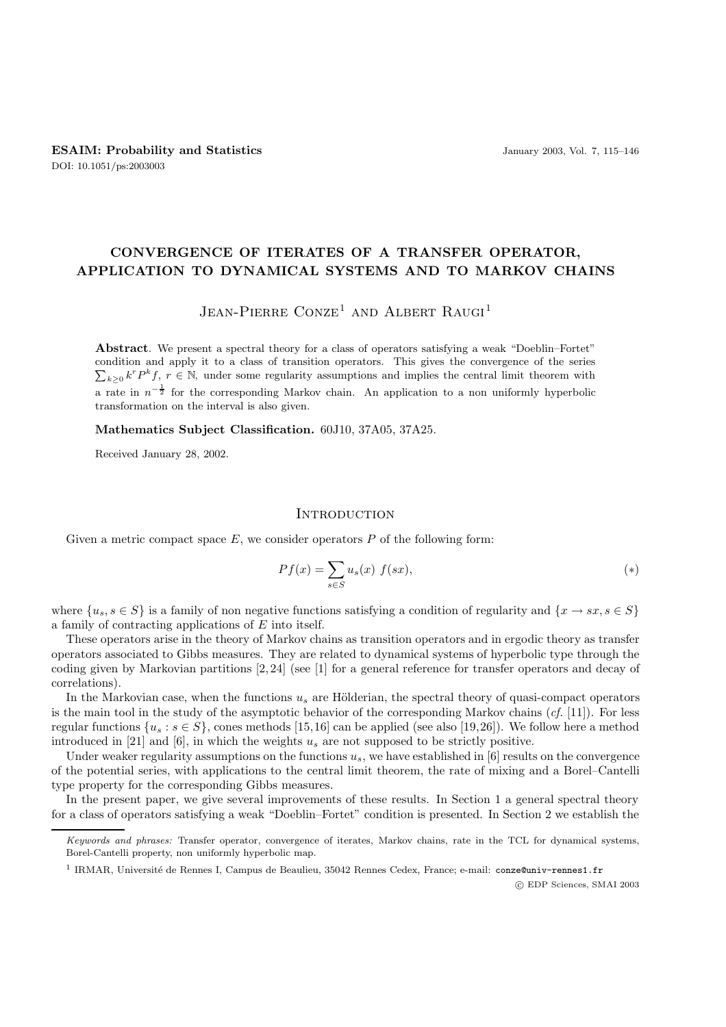# CONVERGENCE OF ITERATES OF A TRANSFER OPERATOR, APPLICATION TO DYNAMICAL SYSTEMS AND TO MARKOV CHAINS

Jean-Pierre Conze[1] and Albert Raugi[1]

**Abstract**. We present a spectral theory for a class of operators satisfying a weak "Doeblin–Fortet" condition and apply it to a class of transition operators. This gives the convergence of the series $\sum_{k\geq 0} k^r P^k f$, $r \in \mathbb{N}$, under some regularity assumptions and implies the central limit theorem with a rate in $n^{-\frac{1}{2}}$ for the corresponding Markov chain. An application to a non uniformly hyperbolic transformation on the interval is also given.

**Mathematics Subject Classification.** 60J10, 37A05, 37A25.

Received January 28, 2002.

## Introduction

Given a metric compact space $E$, we consider operators $P$ of the following form:

$$Pf(x) = \sum_{s\in S} u_s(x)\ f(sx), \tag{$*$}$$

where $\{u_s, s \in S\}$ is a family of non negative functions satisfying a condition of regularity and $\{x \to sx, s \in S\}$ a family of contracting applications of $E$ into itself.

These operators arise in the theory of Markov chains as transition operators and in ergodic theory as transfer operators associated to Gibbs measures. They are related to dynamical systems of hyperbolic type through the coding given by Markovian partitions [2, 24] (see [1] for a general reference for transfer operators and decay of correlations).

In the Markovian case, when the functions $u_s$ are Hölderian, the spectral theory of quasi-compact operators is the main tool in the study of the asymptotic behavior of the corresponding Markov chains (*cf.* [11]). For less regular functions $\{u_s : s \in S\}$, cones methods [15, 16] can be applied (see also [19, 26]). We follow here a method introduced in [21] and [6], in which the weights $u_s$ are not supposed to be strictly positive.

Under weaker regularity assumptions on the functions $u_s$, we have established in [6] results on the convergence of the potential series, with applications to the central limit theorem, the rate of mixing and a Borel–Cantelli type property for the corresponding Gibbs measures.

In the present paper, we give several improvements of these results. In Section 1 a general spectral theory for a class of operators satisfying a weak "Doeblin–Fortet" condition is presented. In Section 2 we establish the

---

*Keywords and phrases:* Transfer operator, convergence of iterates, Markov chains, rate in the TCL for dynamical systems, Borel-Cantelli property, non uniformly hyperbolic map.

[1] IRMAR, Université de Rennes I, Campus de Beaulieu, 35042 Rennes Cedex, France; e-mail: conze@univ-rennes1.fr

© EDP Sciences, SMAI 2003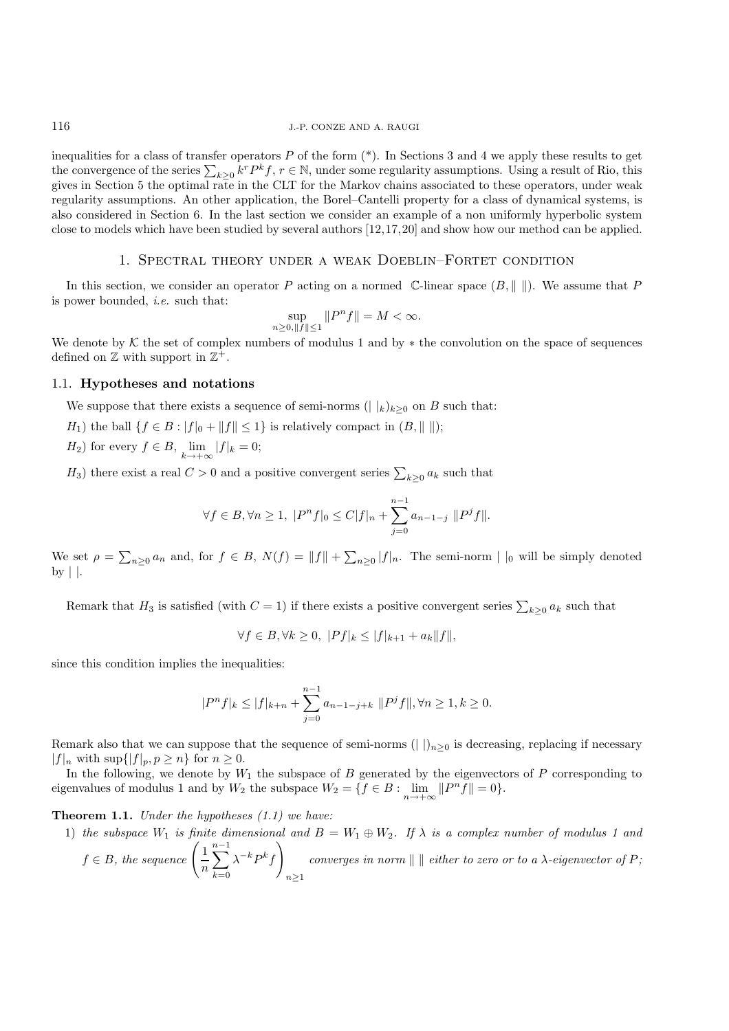inequalities for a class of transfer operators $P$ of the form (*). In Sections 3 and 4 we apply these results to get the convergence of the series $\sum_{k\geq 0} k^r P^k f$, $r \in \mathbb{N}$, under some regularity assumptions. Using a result of Rio, this gives in Section 5 the optimal rate in the CLT for the Markov chains associated to these operators, under weak regularity assumptions. An other application, the Borel–Cantelli property for a class of dynamical systems, is also considered in Section 6. In the last section we consider an example of a non uniformly hyperbolic system close to models which have been studied by several authors [12,17,20] and show how our method can be applied.

## 1. Spectral theory under a weak Doeblin–Fortet condition

In this section, we consider an operator $P$ acting on a normed $\mathbb{C}$-linear space $(B, \| \ \|)$. We assume that $P$ is power bounded, *i.e.* such that:

$$\sup_{n\geq 0, \|f\|\leq 1} \|P^n f\| = M < \infty.$$

We denote by $\mathcal{K}$ the set of complex numbers of modulus 1 and by $*$ the convolution on the space of sequences defined on $\mathbb{Z}$ with support in $\mathbb{Z}^+$.

### 1.1. Hypotheses and notations

We suppose that there exists a sequence of semi-norms $(| \ |_k)_{k\geq 0}$ on $B$ such that:

$H_1$) the ball $\{f \in B : |f|_0 + \|f\| \leq 1\}$ is relatively compact in $(B, \| \ \|)$;

$H_2$) for every $f \in B$, $\lim_{k\to+\infty} |f|_k = 0$;

$H_3$) there exist a real $C > 0$ and a positive convergent series $\sum_{k\geq 0} a_k$ such that

$$\forall f \in B, \forall n \geq 1, \ |P^n f|_0 \leq C|f|_n + \sum_{j=0}^{n-1} a_{n-1-j} \ \|P^j f\|.$$

We set $\rho = \sum_{n\geq 0} a_n$ and, for $f \in B$, $N(f) = \|f\| + \sum_{n\geq 0} |f|_n$. The semi-norm $| \ |_0$ will be simply denoted by $| \ |$.

Remark that $H_3$ is satisfied (with $C = 1$) if there exists a positive convergent series $\sum_{k\geq 0} a_k$ such that

$$\forall f \in B, \forall k \geq 0, \ |Pf|_k \leq |f|_{k+1} + a_k \|f\|,$$

since this condition implies the inequalities:

$$|P^n f|_k \leq |f|_{k+n} + \sum_{j=0}^{n-1} a_{n-1-j+k} \ \|P^j f\|, \forall n \geq 1, k \geq 0.$$

Remark also that we can suppose that the sequence of semi-norms $(| \ |)_{n\geq 0}$ is decreasing, replacing if necessary $|f|_n$ with $\sup\{|f|_p, p \geq n\}$ for $n \geq 0$.

In the following, we denote by $W_1$ the subspace of $B$ generated by the eigenvectors of $P$ corresponding to eigenvalues of modulus 1 and by $W_2$ the subspace $W_2 = \{f \in B : \lim_{n\to+\infty} \|P^n f\| = 0\}$.

**Theorem 1.1.** *Under the hypotheses (1.1) we have:*

1) *the subspace $W_1$ is finite dimensional and $B = W_1 \oplus W_2$. If $\lambda$ is a complex number of modulus 1 and $f \in B$, the sequence $\left(\frac{1}{n}\sum_{k=0}^{n-1} \lambda^{-k} P^k f\right)_{n\geq 1}$ converges in norm $\| \ \|$ either to zero or to a $\lambda$-eigenvector of $P$;*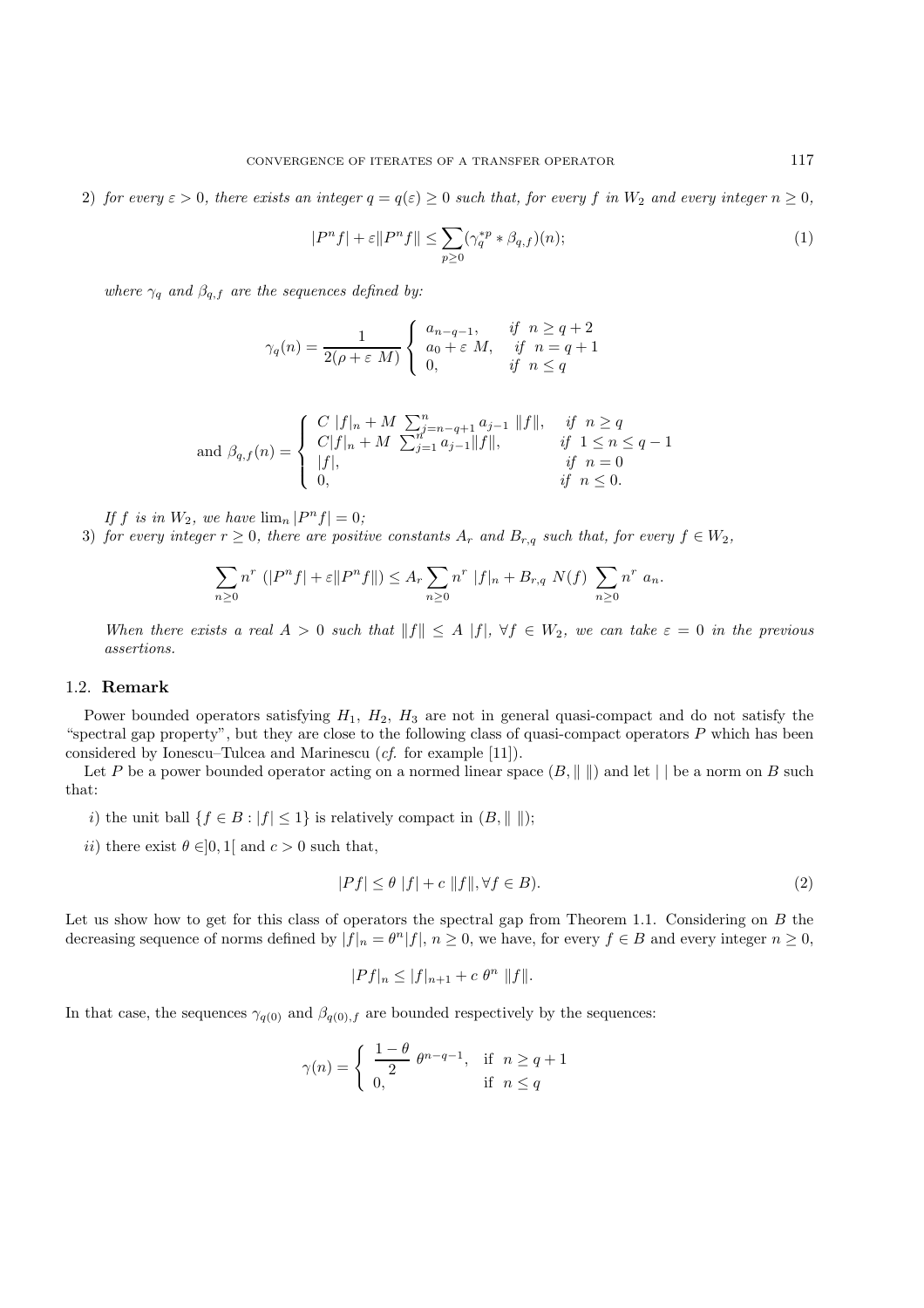2) *for every $\varepsilon > 0$, there exists an integer $q = q(\varepsilon) \geq 0$ such that, for every $f$ in $W_2$ and every integer $n \geq 0$,*

$$|P^n f| + \varepsilon \|P^n f\| \leq \sum_{p \geq 0} (\gamma_q^{*p} * \beta_{q,f})(n); \tag{1}$$

*where $\gamma_q$ and $\beta_{q,f}$ are the sequences defined by:*

$$\gamma_q(n) = \frac{1}{2(\rho + \varepsilon\ M)} \begin{cases} a_{n-q-1}, & \text{if } n \geq q+2 \\ a_0 + \varepsilon\ M, & \text{if } n = q+1 \\ 0, & \text{if } n \leq q \end{cases}$$

$$\text{and } \beta_{q,f}(n) = \begin{cases} C\ |f|_n + M\ \sum_{j=n-q+1}^{n} a_{j-1}\ \|f\|, & \text{if } n \geq q \\ C|f|_n + M\ \sum_{j=1}^{n} a_{j-1} \|f\|, & \text{if } 1 \leq n \leq q-1 \\ |f|, & \text{if } n = 0 \\ 0, & \text{if } n \leq 0. \end{cases}$$

*If $f$ is in $W_2$, we have $\lim_n |P^n f| = 0$;*

3) *for every integer $r \geq 0$, there are positive constants $A_r$ and $B_{r,q}$ such that, for every $f \in W_2$,*

$$\sum_{n \geq 0} n^r\ (|P^n f| + \varepsilon \|P^n f\|) \leq A_r \sum_{n \geq 0} n^r\ |f|_n + B_{r,q}\ N(f)\ \sum_{n \geq 0} n^r\ a_n.$$

*When there exists a real $A > 0$ such that $\|f\| \leq A\ |f|$, $\forall f \in W_2$, we can take $\varepsilon = 0$ in the previous assertions.*

### 1.2. Remark

Power bounded operators satisfying $H_1$, $H_2$, $H_3$ are not in general quasi-compact and do not satisfy the "spectral gap property", but they are close to the following class of quasi-compact operators $P$ which has been considered by Ionescu–Tulcea and Marinescu (*cf.* for example [11]).

Let $P$ be a power bounded operator acting on a normed linear space $(B, \| \ \|)$ and let $| \ |$ be a norm on $B$ such that:

*i)* the unit ball $\{f \in B : |f| \leq 1\}$ is relatively compact in $(B, \| \ \|)$;

*ii)* there exist $\theta \in ]0, 1[$ and $c > 0$ such that,

$$|Pf| \leq \theta\ |f| + c\ \|f\|, \forall f \in B). \tag{2}$$

Let us show how to get for this class of operators the spectral gap from Theorem 1.1. Considering on $B$ the decreasing sequence of norms defined by $|f|_n = \theta^n |f|$, $n \geq 0$, we have, for every $f \in B$ and every integer $n \geq 0$,

$$|Pf|_n \leq |f|_{n+1} + c\ \theta^n\ \|f\|.$$

In that case, the sequences $\gamma_{q(0)}$ and $\beta_{q(0),f}$ are bounded respectively by the sequences:

$$\gamma(n) = \begin{cases} \dfrac{1-\theta}{2}\ \theta^{n-q-1}, & \text{if } n \geq q+1 \\ 0, & \text{if } n \leq q \end{cases}$$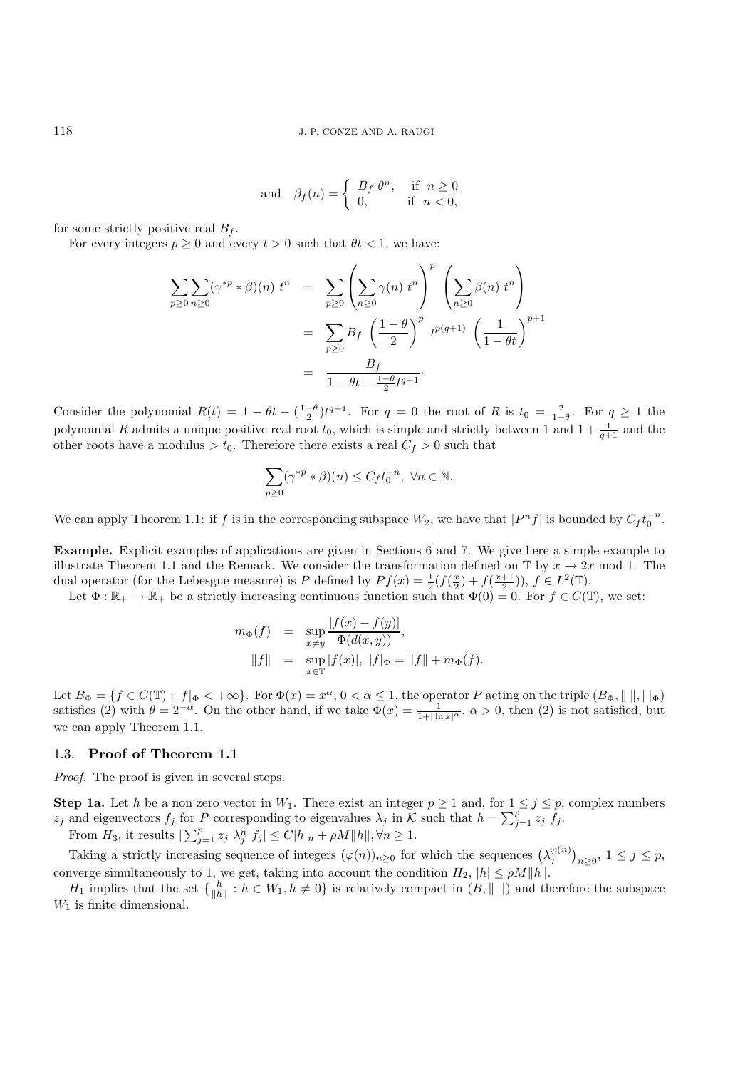$$\text{and} \quad \beta_f(n) = \begin{cases} B_f \ \theta^n, & \text{if } \ n \geq 0 \\ 0, & \text{if } \ n < 0, \end{cases}$$

for some strictly positive real $B_f$.

For every integers $p \geq 0$ and every $t > 0$ such that $\theta t < 1$, we have:

$$\begin{aligned}
\sum_{p \geq 0} \sum_{n \geq 0} (\gamma^{*p} * \beta)(n) \ t^n &= \sum_{p \geq 0} \left( \sum_{n \geq 0} \gamma(n) \ t^n \right)^p \left( \sum_{n \geq 0} \beta(n) \ t^n \right) \\
&= \sum_{p \geq 0} B_f \ \left( \frac{1-\theta}{2} \right)^p \ t^{p(q+1)} \ \left( \frac{1}{1-\theta t} \right)^{p+1} \\
&= \frac{B_f}{1 - \theta t - \frac{1-\theta}{2} t^{q+1}}.
\end{aligned}$$

Consider the polynomial $R(t) = 1 - \theta t - (\frac{1-\theta}{2}) t^{q+1}$. For $q = 0$ the root of $R$ is $t_0 = \frac{2}{1+\theta}$. For $q \geq 1$ the polynomial $R$ admits a unique positive real root $t_0$, which is simple and strictly between 1 and $1 + \frac{1}{q+1}$ and the other roots have a modulus $> t_0$. Therefore there exists a real $C_f > 0$ such that

$$\sum_{p \geq 0} (\gamma^{*p} * \beta)(n) \leq C_f t_0^{-n}, \ \forall n \in \mathbb{N}.$$

We can apply Theorem 1.1: if $f$ is in the corresponding subspace $W_2$, we have that $|P^n f|$ is bounded by $C_f t_0^{-n}$.

**Example.** Explicit examples of applications are given in Sections 6 and 7. We give here a simple example to illustrate Theorem 1.1 and the Remark. We consider the transformation defined on $\mathbb{T}$ by $x \to 2x$ mod 1. The dual operator (for the Lebesgue measure) is $P$ defined by $Pf(x) = \frac{1}{2}(f(\frac{x}{2}) + f(\frac{x+1}{2}))$, $f \in L^2(\mathbb{T})$.

Let $\Phi : \mathbb{R}_+ \to \mathbb{R}_+$ be a strictly increasing continuous function such that $\Phi(0) = 0$. For $f \in C(\mathbb{T})$, we set:

$$\begin{aligned}
m_\Phi(f) &= \sup_{x \neq y} \frac{|f(x) - f(y)|}{\Phi(d(x,y))}, \\
\|f\| &= \sup_{x \in \mathbb{T}} |f(x)|, \ |f|_\Phi = \|f\| + m_\Phi(f).
\end{aligned}$$

Let $B_\Phi = \{f \in C(\mathbb{T}) : |f|_\Phi < +\infty\}$. For $\Phi(x) = x^\alpha$, $0 < \alpha \leq 1$, the operator $P$ acting on the triple $(B_\Phi, \| \|, | \ |_\Phi)$ satisfies (2) with $\theta = 2^{-\alpha}$. On the other hand, if we take $\Phi(x) = \frac{1}{1 + |\ln x|^\alpha}$, $\alpha > 0$, then (2) is not satisfied, but we can apply Theorem 1.1.

### 1.3. **Proof of Theorem 1.1**

*Proof.* The proof is given in several steps.

**Step 1a.** Let $h$ be a non zero vector in $W_1$. There exist an integer $p \geq 1$ and, for $1 \leq j \leq p$, complex numbers $z_j$ and eigenvectors $f_j$ for $P$ corresponding to eigenvalues $\lambda_j$ in $\mathcal{K}$ such that $h = \sum_{j=1}^p z_j \ f_j$.

From $H_3$, it results $|\sum_{j=1}^p z_j \ \lambda_j^n \ f_j| \leq C |h|_n + \rho M \|h\|, \forall n \geq 1$.

Taking a strictly increasing sequence of integers $(\varphi(n))_{n \geq 0}$ for which the sequences $\left(\lambda_j^{\varphi(n)}\right)_{n \geq 0}$, $1 \leq j \leq p$, converge simultaneously to 1, we get, taking into account the condition $H_2$, $|h| \leq \rho M \|h\|$.

$H_1$ implies that the set $\{\frac{h}{\|h\|} : h \in W_1, h \neq 0\}$ is relatively compact in $(B, \| \|)$ and therefore the subspace $W_1$ is finite dimensional.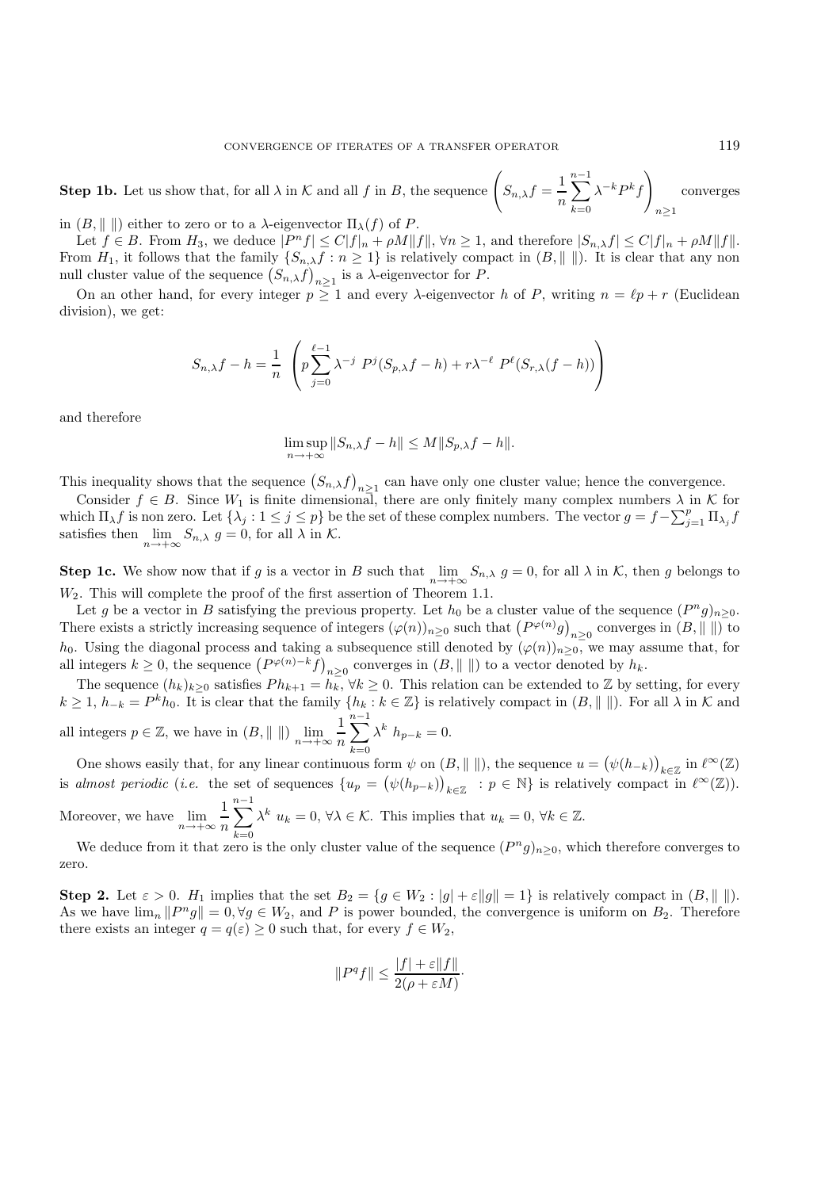**Step 1b.** Let us show that, for all $\lambda$ in $\mathcal{K}$ and all $f$ in $B$, the sequence $\left(S_{n,\lambda} f = \dfrac{1}{n}\displaystyle\sum_{k=0}^{n-1} \lambda^{-k} P^k f\right)_{n\geq 1}$ converges in $(B, \| \, \|)$ either to zero or to a $\lambda$-eigenvector $\Pi_\lambda(f)$ of $P$.

Let $f \in B$. From $H_3$, we deduce $|P^n f| \leq C|f|_n + \rho M\|f\|$, $\forall n \geq 1$, and therefore $|S_{n,\lambda} f| \leq C|f|_n + \rho M\|f\|$. From $H_1$, it follows that the family $\{S_{n,\lambda} f : n \geq 1\}$ is relatively compact in $(B, \| \, \|)$. It is clear that any non null cluster value of the sequence $\left(S_{n,\lambda} f\right)_{n\geq 1}$ is a $\lambda$-eigenvector for $P$.

On an other hand, for every integer $p \geq 1$ and every $\lambda$-eigenvector $h$ of $P$, writing $n = \ell p + r$ (Euclidean division), we get:

$$S_{n,\lambda} f - h = \frac{1}{n} \left( p \sum_{j=0}^{\ell-1} \lambda^{-j} \; P^j (S_{p,\lambda} f - h) + r \lambda^{-\ell} \; P^\ell (S_{r,\lambda}(f - h)) \right)$$

and therefore

$$\limsup_{n\to+\infty} \|S_{n,\lambda} f - h\| \leq M \|S_{p,\lambda} f - h\|.$$

This inequality shows that the sequence $\left(S_{n,\lambda} f\right)_{n\geq 1}$ can have only one cluster value; hence the convergence.

Consider $f \in B$. Since $W_1$ is finite dimensional, there are only finitely many complex numbers $\lambda$ in $\mathcal{K}$ for which $\Pi_\lambda f$ is non zero. Let $\{\lambda_j : 1 \leq j \leq p\}$ be the set of these complex numbers. The vector $g = f - \sum_{j=1}^{p} \Pi_{\lambda_j} f$ satisfies then $\lim\limits_{n\to+\infty} S_{n,\lambda} \; g = 0$, for all $\lambda$ in $\mathcal{K}$.

**Step 1c.** We show now that if $g$ is a vector in $B$ such that $\lim\limits_{n\to+\infty} S_{n,\lambda} \; g = 0$, for all $\lambda$ in $\mathcal{K}$, then $g$ belongs to $W_2$. This will complete the proof of the first assertion of Theorem 1.1.

Let $g$ be a vector in $B$ satisfying the previous property. Let $h_0$ be a cluster value of the sequence $(P^n g)_{n\geq 0}$. There exists a strictly increasing sequence of integers $(\varphi(n))_{n\geq 0}$ such that $\left(P^{\varphi(n)} g\right)_{n\geq 0}$ converges in $(B, \| \, \|)$ to $h_0$. Using the diagonal process and taking a subsequence still denoted by $(\varphi(n))_{n\geq 0}$, we may assume that, for all integers $k \geq 0$, the sequence $\left(P^{\varphi(n)-k} f\right)_{n\geq 0}$ converges in $(B, \| \, \|)$ to a vector denoted by $h_k$.

The sequence $(h_k)_{k\geq 0}$ satisfies $P h_{k+1} = h_k$, $\forall k \geq 0$. This relation can be extended to $\mathbb{Z}$ by setting, for every $k \geq 1$, $h_{-k} = P^k h_0$. It is clear that the family $\{h_k : k \in \mathbb{Z}\}$ is relatively compact in $(B, \| \, \|)$. For all $\lambda$ in $\mathcal{K}$ and all integers $p \in \mathbb{Z}$, we have in $(B, \| \, \|)$ $\lim\limits_{n\to+\infty} \dfrac{1}{n} \displaystyle\sum_{k=0}^{n-1} \lambda^k \; h_{p-k} = 0$.

One shows easily that, for any linear continuous form $\psi$ on $(B, \| \, \|)$, the sequence $u = \left(\psi(h_{-k})\right)_{k\in\mathbb{Z}}$ in $\ell^\infty(\mathbb{Z})$ is *almost periodic* (*i.e.* the set of sequences $\{u_p = \left(\psi(h_{p-k})\right)_{k\in\mathbb{Z}} \; : p \in \mathbb{N}\}$ is relatively compact in $\ell^\infty(\mathbb{Z})$). Moreover, we have $\lim\limits_{n\to+\infty} \dfrac{1}{n} \displaystyle\sum_{k=0}^{n-1} \lambda^k \; u_k = 0$, $\forall \lambda \in \mathcal{K}$. This implies that $u_k = 0$, $\forall k \in \mathbb{Z}$.

We deduce from it that zero is the only cluster value of the sequence $(P^n g)_{n\geq 0}$, which therefore converges to zero.

**Step 2.** Let $\varepsilon > 0$. $H_1$ implies that the set $B_2 = \{g \in W_2 : |g| + \varepsilon\|g\| = 1\}$ is relatively compact in $(B, \| \, \|)$. As we have $\lim_n \|P^n g\| = 0, \forall g \in W_2$, and $P$ is power bounded, the convergence is uniform on $B_2$. Therefore there exists an integer $q = q(\varepsilon) \geq 0$ such that, for every $f \in W_2$,

$$\|P^q f\| \leq \frac{|f| + \varepsilon\|f\|}{2(\rho + \varepsilon M)}.$$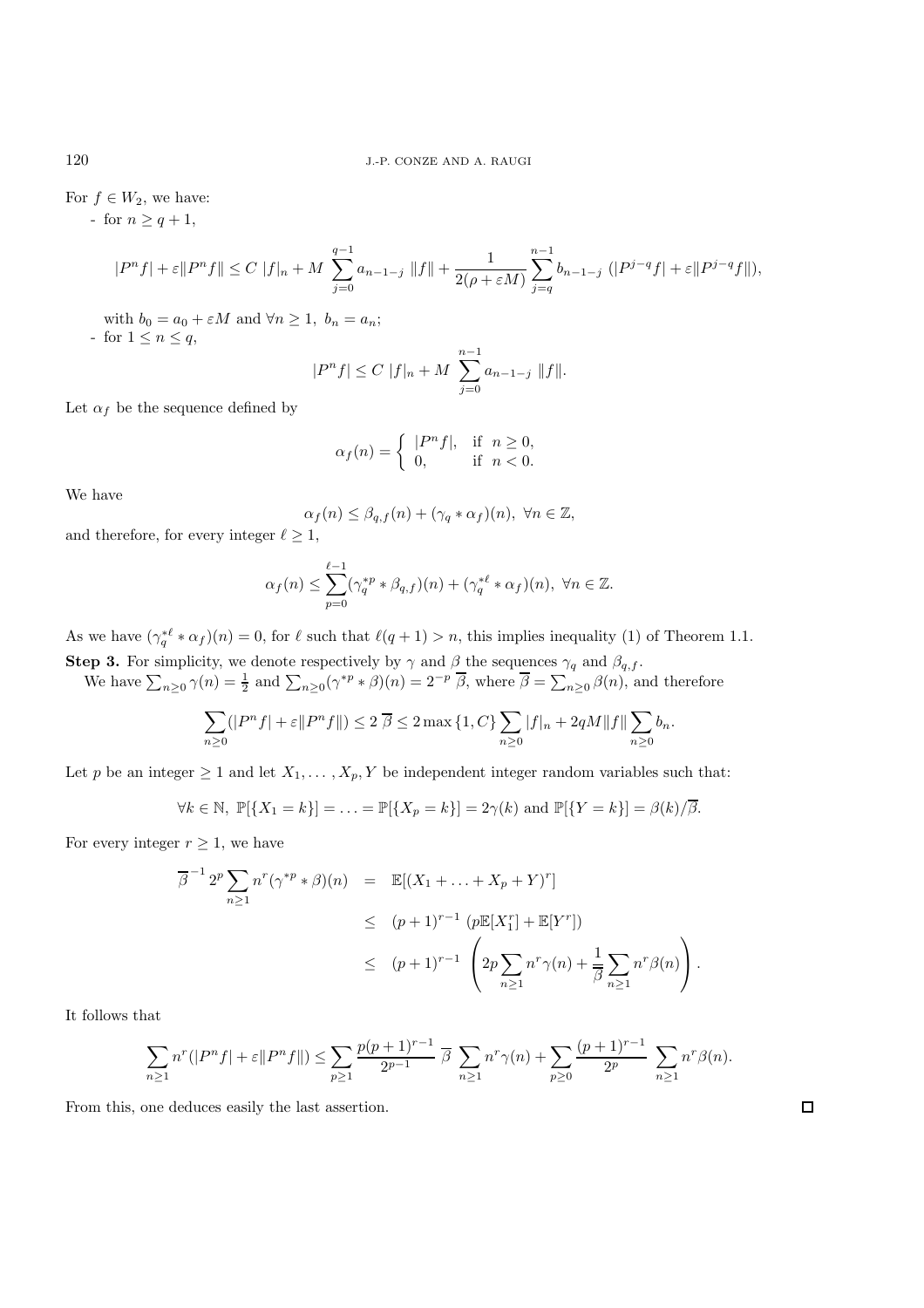For $f \in W_2$, we have:

- for $n \geq q+1$,

$$|P^n f| + \varepsilon \|P^n f\| \leq C\ |f|_n + M\ \sum_{j=0}^{q-1} a_{n-1-j}\ \|f\| + \frac{1}{2(\rho + \varepsilon M)} \sum_{j=q}^{n-1} b_{n-1-j}\ (|P^{j-q} f| + \varepsilon \|P^{j-q} f\|),$$

with $b_0 = a_0 + \varepsilon M$ and $\forall n \geq 1,\ b_n = a_n$;

- for $1 \leq n \leq q$,

$$|P^n f| \leq C\ |f|_n + M\ \sum_{j=0}^{n-1} a_{n-1-j}\ \|f\|.$$

Let $\alpha_f$ be the sequence defined by

$$\alpha_f(n) = \begin{cases} |P^n f|, & \text{if } n \geq 0, \\ 0, & \text{if } n < 0. \end{cases}$$

We have

$$\alpha_f(n) \leq \beta_{q,f}(n) + (\gamma_q * \alpha_f)(n),\ \forall n \in \mathbb{Z},$$

and therefore, for every integer $\ell \geq 1$,

$$\alpha_f(n) \leq \sum_{p=0}^{\ell-1} (\gamma_q^{*p} * \beta_{q,f})(n) + (\gamma_q^{*\ell} * \alpha_f)(n),\ \forall n \in \mathbb{Z}.$$

As we have $(\gamma_q^{*\ell} * \alpha_f)(n) = 0$, for $\ell$ such that $\ell(q+1) > n$, this implies inequality (1) of Theorem 1.1.

**Step 3.** For simplicity, we denote respectively by $\gamma$ and $\beta$ the sequences $\gamma_q$ and $\beta_{q,f}$.

We have $\sum_{n \geq 0} \gamma(n) = \frac{1}{2}$ and $\sum_{n \geq 0} (\gamma^{*p} * \beta)(n) = 2^{-p}\ \overline{\beta}$, where $\overline{\beta} = \sum_{n \geq 0} \beta(n)$, and therefore

$$\sum_{n \geq 0} (|P^n f| + \varepsilon \|P^n f\|) \leq 2\ \overline{\beta} \leq 2 \max\{1, C\} \sum_{n \geq 0} |f|_n + 2qM \|f\| \sum_{n \geq 0} b_n.$$

Let $p$ be an integer $\geq 1$ and let $X_1, \ldots, X_p, Y$ be independent integer random variables such that:

$$\forall k \in \mathbb{N},\ \mathbb{P}[\{X_1 = k\}] = \ldots = \mathbb{P}[\{X_p = k\}] = 2\gamma(k) \text{ and } \mathbb{P}[\{Y = k\}] = \beta(k)/\overline{\beta}.$$

For every integer $r \geq 1$, we have

$$\begin{aligned}
\overline{\beta}^{-1}\, 2^p \sum_{n \geq 1} n^r (\gamma^{*p} * \beta)(n) &= \mathbb{E}[(X_1 + \ldots + X_p + Y)^r] \\
&\leq (p+1)^{r-1}\ (p\mathbb{E}[X_1^r] + \mathbb{E}[Y^r]) \\
&\leq (p+1)^{r-1}\ \left( 2p \sum_{n \geq 1} n^r \gamma(n) + \frac{1}{\overline{\beta}} \sum_{n \geq 1} n^r \beta(n) \right).
\end{aligned}$$

It follows that

$$\sum_{n \geq 1} n^r (|P^n f| + \varepsilon \|P^n f\|) \leq \sum_{p \geq 1} \frac{p(p+1)^{r-1}}{2^{p-1}}\ \overline{\beta}\ \sum_{n \geq 1} n^r \gamma(n) + \sum_{p \geq 0} \frac{(p+1)^{r-1}}{2^p}\ \sum_{n \geq 1} n^r \beta(n).$$

From this, one deduces easily the last assertion. □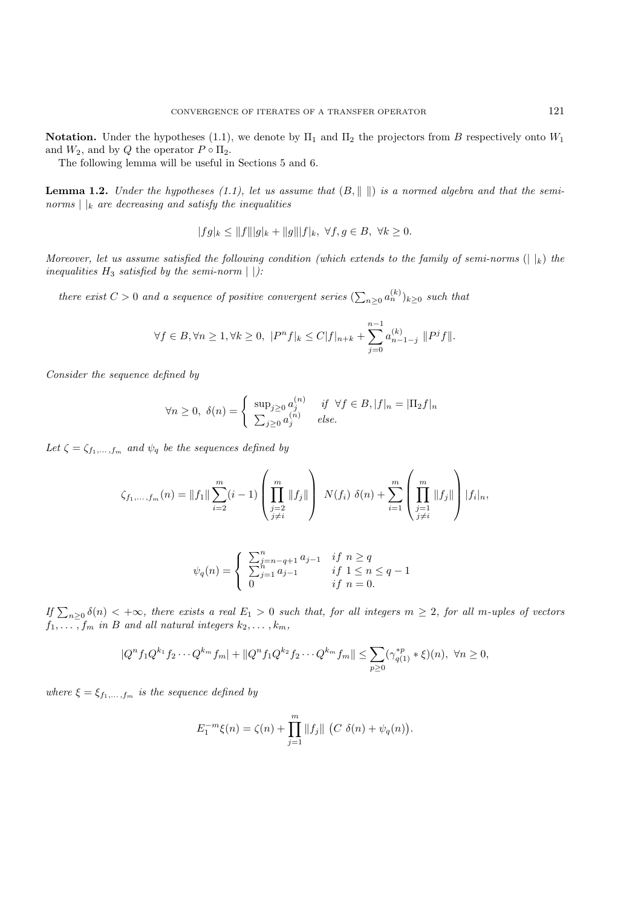**Notation.** Under the hypotheses (1.1), we denote by $\Pi_1$ and $\Pi_2$ the projectors from $B$ respectively onto $W_1$ and $W_2$, and by $Q$ the operator $P \circ \Pi_2$.

The following lemma will be useful in Sections 5 and 6.

**Lemma 1.2.** *Under the hypotheses (1.1), let us assume that $(B, \| \ \|)$ is a normed algebra and that the semi-norms $| \ |_k$ are decreasing and satisfy the inequalities*

$$|fg|_k \leq \|f\||g|_k + \|g\||f|_k, \ \forall f, g \in B, \ \forall k \geq 0.$$

*Moreover, let us assume satisfied the following condition (which extends to the family of semi-norms $(| \ |_k)$ the inequalities $H_3$ satisfied by the semi-norm $| \ |$):*

*there exist $C > 0$ and a sequence of positive convergent series $(\sum_{n \geq 0} a_n^{(k)})_{k \geq 0}$ such that*

$$\forall f \in B, \forall n \geq 1, \forall k \geq 0, \ |P^n f|_k \leq C|f|_{n+k} + \sum_{j=0}^{n-1} a_{n-1-j}^{(k)} \ \|P^j f\|.$$

*Consider the sequence defined by*

$$\forall n \geq 0, \ \delta(n) = \begin{cases} \sup_{j \geq 0} a_j^{(n)} & \textit{if } \ \forall f \in B, |f|_n = |\Pi_2 f|_n \\ \sum_{j \geq 0} a_j^{(n)} & \textit{else.} \end{cases}$$

*Let $\zeta = \zeta_{f_1, \dots, f_m}$ and $\psi_q$ be the sequences defined by*

$$\zeta_{f_1, \dots, f_m}(n) = \|f_1\| \sum_{i=2}^{m} (i-1) \left( \prod_{\substack{j=2 \\ j \neq i}}^{m} \|f_j\| \right) \ N(f_i) \ \delta(n) + \sum_{i=1}^{m} \left( \prod_{\substack{j=1 \\ j \neq i}}^{m} \|f_j\| \right) |f_i|_n,$$

$$\psi_q(n) = \begin{cases} \sum_{j=n-q+1}^{n} a_{j-1} & \textit{if } \ n \geq q \\ \sum_{j=1}^{n} a_{j-1} & \textit{if } \ 1 \leq n \leq q-1 \\ 0 & \textit{if } \ n = 0. \end{cases}$$

*If $\sum_{n \geq 0} \delta(n) < +\infty$, there exists a real $E_1 > 0$ such that, for all integers $m \geq 2$, for all $m$-uples of vectors $f_1, \dots, f_m$ in $B$ and all natural integers $k_2, \dots, k_m$,*

$$|Q^n f_1 Q^{k_1} f_2 \cdots Q^{k_m} f_m| + \|Q^n f_1 Q^{k_2} f_2 \cdots Q^{k_m} f_m\| \leq \sum_{p \geq 0} (\gamma_{q(1)}^{*p} * \xi)(n), \ \forall n \geq 0,$$

*where $\xi = \xi_{f_1, \dots, f_m}$ is the sequence defined by*

$$E_1^{-m} \xi(n) = \zeta(n) + \prod_{j=1}^{m} \|f_j\| \ \big(C \ \delta(n) + \psi_q(n)\big).$$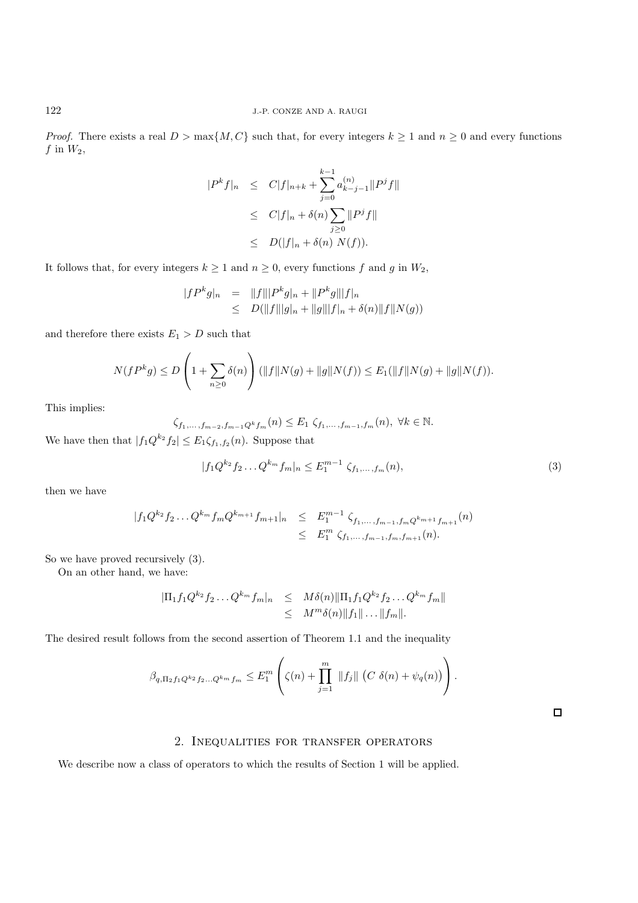*Proof.* There exists a real $D > \max\{M, C\}$ such that, for every integers $k \geq 1$ and $n \geq 0$ and every functions $f$ in $W_2$,

$$
\begin{aligned}
|P^k f|_n &\leq C|f|_{n+k} + \sum_{j=0}^{k-1} a_{k-j-1}^{(n)} \|P^j f\| \\
&\leq C|f|_n + \delta(n) \sum_{j\geq 0} \|P^j f\| \\
&\leq D(|f|_n + \delta(n)\ N(f)).
\end{aligned}
$$

It follows that, for every integers $k \geq 1$ and $n \geq 0$, every functions $f$ and $g$ in $W_2$,

$$
\begin{aligned}
|fP^k g|_n &= \|f\||P^k g|_n + \|P^k g\||f|_n \\
&\leq D(\|f\||g|_n + \|g\||f|_n + \delta(n)\|f\|N(g))
\end{aligned}
$$

and therefore there exists $E_1 > D$ such that

$$
N(fP^k g) \leq D\left(1 + \sum_{n\geq 0} \delta(n)\right)(\|f\|N(g) + \|g\|N(f)) \leq E_1(\|f\|N(g) + \|g\|N(f)).
$$

This implies:

$$
\zeta_{f_1,\dots,f_{m-2},f_{m-1}Q^k f_m}(n) \leq E_1\ \zeta_{f_1,\dots,f_{m-1},f_m}(n),\ \forall k \in \mathbb{N}.
$$

We have then that $|f_1 Q^{k_2} f_2| \leq E_1 \zeta_{f_1,f_2}(n)$. Suppose that

$$
|f_1 Q^{k_2} f_2 \dots Q^{k_m} f_m|_n \leq E_1^{m-1}\ \zeta_{f_1,\dots,f_m}(n), \tag{3}
$$

then we have

$$
\begin{aligned}
|f_1 Q^{k_2} f_2 \dots Q^{k_m} f_m Q^{k_{m+1}} f_{m+1}|_n &\leq E_1^{m-1}\ \zeta_{f_1,\dots,f_{m-1},f_m Q^{k_{m+1}} f_{m+1}}(n) \\
&\leq E_1^m\ \zeta_{f_1,\dots,f_{m-1},f_m,f_{m+1}}(n).
\end{aligned}
$$

So we have proved recursively (3).

On an other hand, we have:

$$
\begin{aligned}
|\Pi_1 f_1 Q^{k_2} f_2 \dots Q^{k_m} f_m|_n &\leq M\delta(n)\|\Pi_1 f_1 Q^{k_2} f_2 \dots Q^{k_m} f_m\| \\
&\leq M^m \delta(n)\|f_1\| \dots \|f_m\|.
\end{aligned}
$$

The desired result follows from the second assertion of Theorem 1.1 and the inequality

$$
\beta_{q,\Pi_2 f_1 Q^{k_2} f_2 \dots Q^{k_m} f_m} \leq E_1^m \left(\zeta(n) + \prod_{j=1}^m \|f_j\| \left(C\ \delta(n) + \psi_q(n)\right)\right).
$$

□

## 2. Inequalities for transfer operators

We describe now a class of operators to which the results of Section 1 will be applied.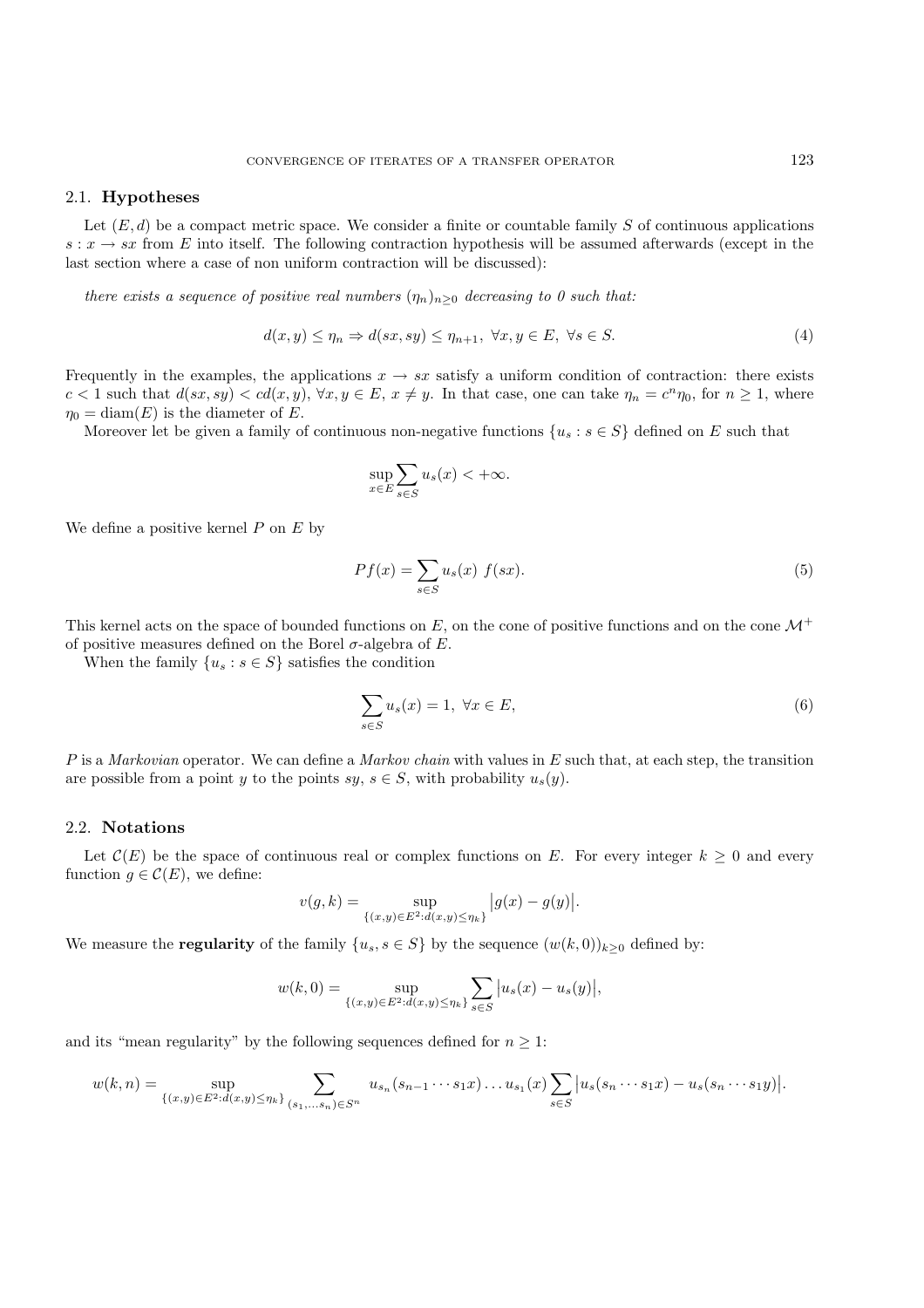### 2.1. **Hypotheses**

Let $(E, d)$ be a compact metric space. We consider a finite or countable family $S$ of continuous applications $s : x \to sx$ from $E$ into itself. The following contraction hypothesis will be assumed afterwards (except in the last section where a case of non uniform contraction will be discussed):

*there exists a sequence of positive real numbers $(\eta_n)_{n\geq 0}$ decreasing to 0 such that:*

$$d(x, y) \leq \eta_n \Rightarrow d(sx, sy) \leq \eta_{n+1}, \ \forall x, y \in E, \ \forall s \in S. \tag{4}$$

Frequently in the examples, the applications $x \to sx$ satisfy a uniform condition of contraction: there exists $c < 1$ such that $d(sx, sy) < cd(x, y)$, $\forall x, y \in E$, $x \neq y$. In that case, one can take $\eta_n = c^n \eta_0$, for $n \geq 1$, where $\eta_0 = \text{diam}(E)$ is the diameter of $E$.

Moreover let be given a family of continuous non-negative functions $\{u_s : s \in S\}$ defined on $E$ such that

$$\sup_{x\in E} \sum_{s\in S} u_s(x) < +\infty.$$

We define a positive kernel $P$ on $E$ by

$$Pf(x) = \sum_{s\in S} u_s(x) \ f(sx). \tag{5}$$

This kernel acts on the space of bounded functions on $E$, on the cone of positive functions and on the cone $\mathcal{M}^+$ of positive measures defined on the Borel $\sigma$-algebra of $E$.

When the family $\{u_s : s \in S\}$ satisfies the condition

$$\sum_{s\in S} u_s(x) = 1, \ \forall x \in E, \tag{6}$$

$P$ is a *Markovian* operator. We can define a *Markov chain* with values in $E$ such that, at each step, the transition are possible from a point $y$ to the points $sy$, $s \in S$, with probability $u_s(y)$.

### 2.2. **Notations**

Let $\mathcal{C}(E)$ be the space of continuous real or complex functions on $E$. For every integer $k \geq 0$ and every function $g \in \mathcal{C}(E)$, we define:

$$v(g, k) = \sup_{\{(x,y)\in E^2: d(x,y)\leq \eta_k\}} \big|g(x) - g(y)\big|.$$

We measure the **regularity** of the family $\{u_s, s \in S\}$ by the sequence $(w(k, 0))_{k\geq 0}$ defined by:

$$w(k, 0) = \sup_{\{(x,y)\in E^2: d(x,y)\leq \eta_k\}} \sum_{s\in S} \big|u_s(x) - u_s(y)\big|,$$

and its "mean regularity" by the following sequences defined for $n \geq 1$:

$$w(k, n) = \sup_{\{(x,y)\in E^2: d(x,y)\leq \eta_k\}} \sum_{(s_1,\ldots s_n)\in S^n} u_{s_n}(s_{n-1} \cdots s_1 x) \ldots u_{s_1}(x) \sum_{s\in S} \big|u_s(s_n \cdots s_1 x) - u_s(s_n \cdots s_1 y)\big|.$$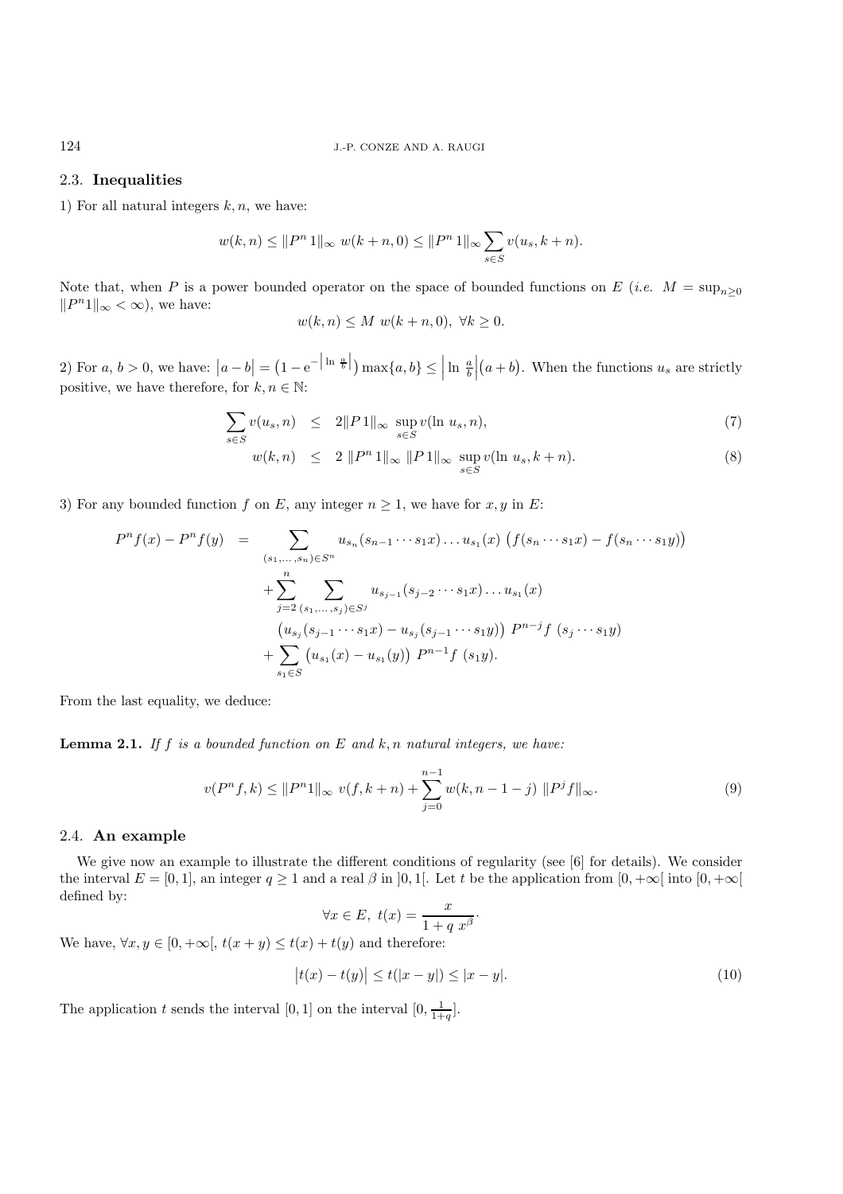### 2.3. **Inequalities**

1) For all natural integers $k, n$, we have:

$$w(k,n) \le \|P^n\, 1\|_\infty\ w(k+n,0) \le \|P^n\, 1\|_\infty \sum_{s\in S} v(u_s, k+n).$$

Note that, when $P$ is a power bounded operator on the space of bounded functions on $E$ (*i.e.* $M = \sup_{n\ge 0} \|P^n 1\|_\infty < \infty$), we have:

$$w(k,n) \le M\ w(k+n,0),\ \forall k \ge 0.$$

2) For $a,\, b > 0$, we have: $\left|a-b\right| = \left(1 - \mathrm{e}^{-\left|\ln \frac{a}{b}\right|}\right)\max\{a,b\} \le \left|\ln \frac{a}{b}\right|\left(a+b\right)$. When the functions $u_s$ are strictly positive, we have therefore, for $k, n \in \mathbb{N}$:

$$\sum_{s\in S} v(u_s, n) \;\le\; 2\|P\,1\|_\infty\ \sup_{s\in S} v(\ln\, u_s, n), \tag{7}$$

$$w(k,n) \;\le\; 2\ \|P^n\, 1\|_\infty\ \|P\,1\|_\infty\ \sup_{s\in S} v(\ln\, u_s, k+n). \tag{8}$$

3) For any bounded function $f$ on $E$, any integer $n \ge 1$, we have for $x, y$ in $E$:

$$\begin{aligned}
P^n f(x) - P^n f(y) \;=\; & \sum_{(s_1,\dots,s_n)\in S^n} u_{s_n}(s_{n-1}\cdots s_1 x)\dots u_{s_1}(x)\ \big(f(s_n\cdots s_1 x) - f(s_n\cdots s_1 y)\big) \\
& + \sum_{j=2}^{n} \sum_{(s_1,\dots,s_j)\in S^j} u_{s_{j-1}}(s_{j-2}\cdots s_1 x)\dots u_{s_1}(x) \\
& \big(u_{s_j}(s_{j-1}\cdots s_1 x) - u_{s_j}(s_{j-1}\cdots s_1 y)\big)\ P^{n-j} f\ (s_j\cdots s_1 y) \\
& + \sum_{s_1\in S} \big(u_{s_1}(x) - u_{s_1}(y)\big)\ P^{n-1} f\ (s_1 y).
\end{aligned}$$

From the last equality, we deduce:

**Lemma 2.1.** *If $f$ is a bounded function on $E$ and $k, n$ natural integers, we have:*

$$v(P^n f, k) \le \|P^n 1\|_\infty\ v(f, k+n) + \sum_{j=0}^{n-1} w(k, n-1-j)\ \|P^j f\|_\infty. \tag{9}$$

### 2.4. **An example**

We give now an example to illustrate the different conditions of regularity (see [6] for details). We consider the interval $E = [0,1]$, an integer $q \ge 1$ and a real $\beta$ in $]0,1[$. Let $t$ be the application from $[0,+\infty[$ into $[0,+\infty[$ defined by:

$$\forall x \in E,\ t(x) = \frac{x}{1 + q\ x^\beta}.$$

We have, $\forall x, y \in [0,+\infty[$, $t(x+y) \le t(x) + t(y)$ and therefore:

$$\left|t(x) - t(y)\right| \le t(|x-y|) \le |x-y|. \tag{10}$$

The application $t$ sends the interval $[0,1]$ on the interval $[0, \frac{1}{1+q}]$.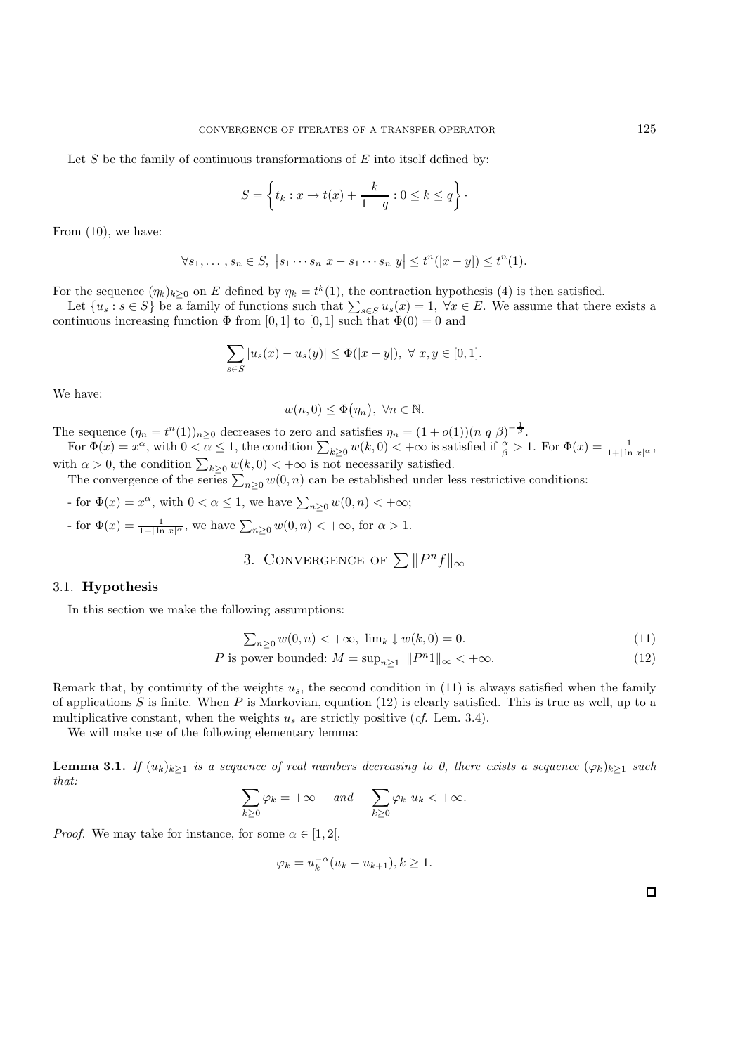Let $S$ be the family of continuous transformations of $E$ into itself defined by:

$$S = \left\{ t_k : x \to t(x) + \frac{k}{1+q} : 0 \le k \le q \right\}.$$

From (10), we have:

$$\forall s_1, \dots, s_n \in S, \; \left| s_1 \cdots s_n \; x - s_1 \cdots s_n \; y \right| \le t^n(|x-y|) \le t^n(1).$$

For the sequence $(\eta_k)_{k \ge 0}$ on $E$ defined by $\eta_k = t^k(1)$, the contraction hypothesis (4) is then satisfied.

Let $\{u_s : s \in S\}$ be a family of functions such that $\sum_{s \in S} u_s(x) = 1, \; \forall x \in E$. We assume that there exists a continuous increasing function $\Phi$ from $[0,1]$ to $[0,1]$ such that $\Phi(0) = 0$ and

$$\sum_{s \in S} |u_s(x) - u_s(y)| \le \Phi(|x-y|), \; \forall \, x, y \in [0,1].$$

We have:

$$w(n, 0) \le \Phi\big(\eta_n\big), \; \forall n \in \mathbb{N}.$$

The sequence $(\eta_n = t^n(1))_{n \ge 0}$ decreases to zero and satisfies $\eta_n = (1 + o(1))(n \; q \; \beta)^{-\frac{1}{\beta}}$.

For $\Phi(x) = x^\alpha$, with $0 < \alpha \le 1$, the condition $\sum_{k \ge 0} w(k, 0) < +\infty$ is satisfied if $\frac{\alpha}{\beta} > 1$. For $\Phi(x) = \frac{1}{1 + |\ln \, x|^\alpha}$, with $\alpha > 0$, the condition $\sum_{k \ge 0} w(k, 0) < +\infty$ is not necessarily satisfied.

The convergence of the series $\sum_{n \ge 0} w(0, n)$ can be established under less restrictive conditions:

- for $\Phi(x) = x^\alpha$, with $0 < \alpha \le 1$, we have $\sum_{n \ge 0} w(0, n) < +\infty$;
- for $\Phi(x) = \frac{1}{1 + |\ln \, x|^\alpha}$, we have $\sum_{n \ge 0} w(0, n) < +\infty$, for $\alpha > 1$.

## 3. Convergence of $\sum \|P^n f\|_\infty$

### 3.1. Hypothesis

In this section we make the following assumptions:

$$\textstyle\sum_{n \ge 0} w(0, n) < +\infty, \; \lim_k \downarrow w(k, 0) = 0. \tag{11}$$

$$P \text{ is power bounded: } M = \sup_{n \ge 1} \; \|P^n 1\|_\infty < +\infty. \tag{12}$$

Remark that, by continuity of the weights $u_s$, the second condition in (11) is always satisfied when the family of applications $S$ is finite. When $P$ is Markovian, equation (12) is clearly satisfied. This is true as well, up to a multiplicative constant, when the weights $u_s$ are strictly positive (*cf.* Lem. 3.4).

We will make use of the following elementary lemma:

**Lemma 3.1.** *If $(u_k)_{k \ge 1}$ is a sequence of real numbers decreasing to 0, there exists a sequence $(\varphi_k)_{k \ge 1}$ such that:*

$$\sum_{k \ge 0} \varphi_k = +\infty \quad \text{ and } \quad \sum_{k \ge 0} \varphi_k \; u_k < +\infty.$$

*Proof.* We may take for instance, for some $\alpha \in [1, 2[$,

$$\varphi_k = u_k^{-\alpha} (u_k - u_{k+1}), k \ge 1.$$

□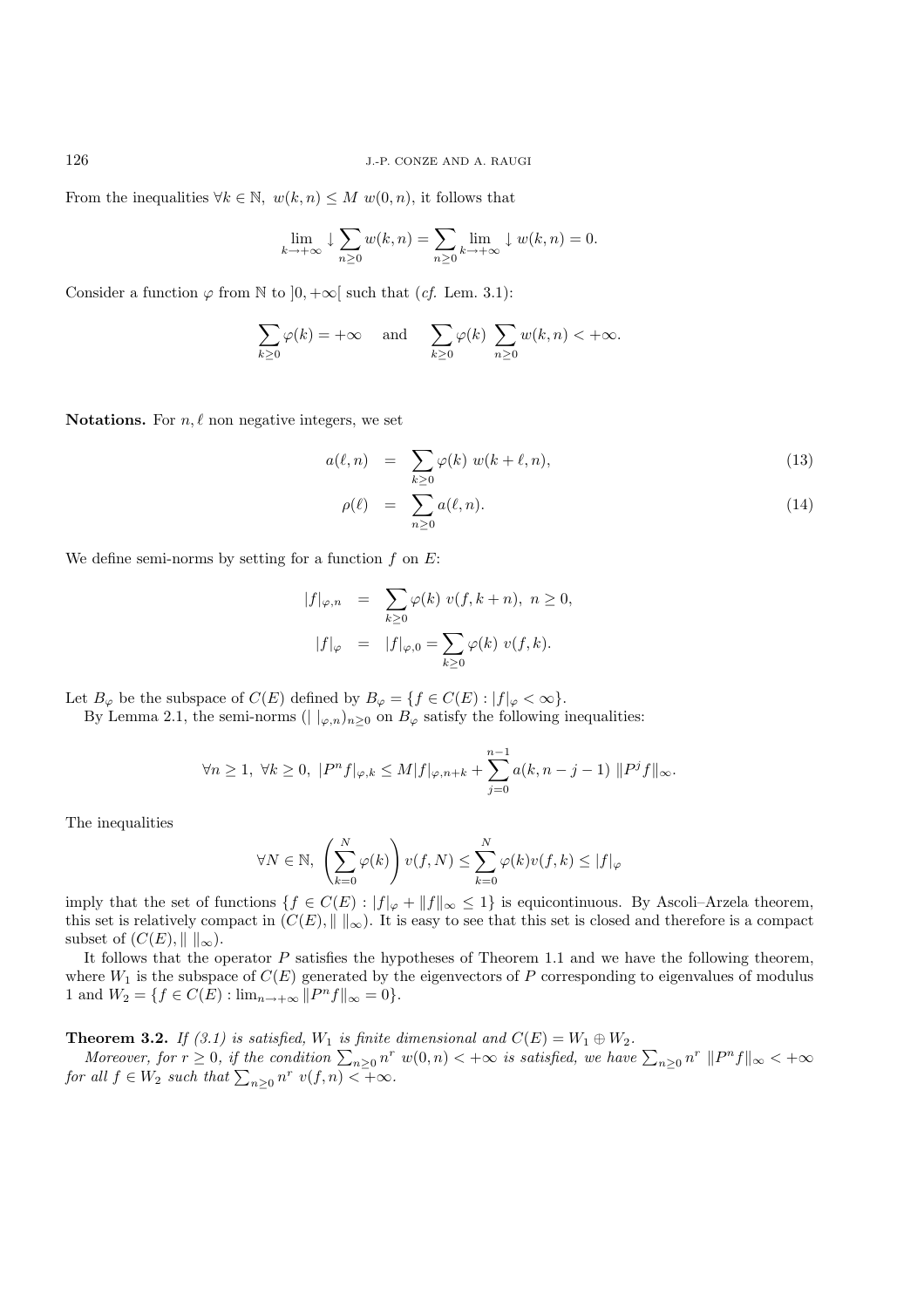From the inequalities $\forall k \in \mathbb{N},\ w(k,n) \le M\ w(0,n)$, it follows that

$$\lim_{k\to+\infty} \downarrow \sum_{n\ge 0} w(k,n) = \sum_{n\ge 0} \lim_{k\to+\infty} \downarrow w(k,n) = 0.$$

Consider a function $\varphi$ from $\mathbb{N}$ to $]0,+\infty[$ such that (*cf.* Lem. 3.1):

$$\sum_{k\ge 0} \varphi(k) = +\infty \quad \text{ and } \quad \sum_{k\ge 0} \varphi(k) \sum_{n\ge 0} w(k,n) < +\infty.$$

**Notations.** For $n, \ell$ non negative integers, we set

$$a(\ell,n) \;=\; \sum_{k\ge 0} \varphi(k)\ w(k+\ell,n), \tag{13}$$

$$\rho(\ell) \;=\; \sum_{n\ge 0} a(\ell,n). \tag{14}$$

We define semi-norms by setting for a function $f$ on $E$:

$$|f|_{\varphi,n} \;=\; \sum_{k\ge 0} \varphi(k)\ v(f,k+n),\ n \ge 0,$$

$$|f|_{\varphi} \;=\; |f|_{\varphi,0} = \sum_{k\ge 0} \varphi(k)\ v(f,k).$$

Let $B_\varphi$ be the subspace of $C(E)$ defined by $B_\varphi = \{f \in C(E) : |f|_\varphi < \infty\}$.

By Lemma 2.1, the semi-norms $(|\ |_{\varphi,n})_{n\ge 0}$ on $B_\varphi$ satisfy the following inequalities:

$$\forall n \ge 1,\ \forall k \ge 0,\ |P^n f|_{\varphi,k} \le M |f|_{\varphi,n+k} + \sum_{j=0}^{n-1} a(k,n-j-1)\ \|P^j f\|_\infty.$$

The inequalities

$$\forall N \in \mathbb{N},\ \left(\sum_{k=0}^{N} \varphi(k)\right) v(f,N) \le \sum_{k=0}^{N} \varphi(k) v(f,k) \le |f|_\varphi$$

imply that the set of functions $\{f \in C(E) : |f|_\varphi + \|f\|_\infty \le 1\}$ is equicontinuous. By Ascoli–Arzela theorem, this set is relatively compact in $(C(E), \|\ \|_\infty)$. It is easy to see that this set is closed and therefore is a compact subset of $(C(E), \|\ \|_\infty)$.

It follows that the operator $P$ satisfies the hypotheses of Theorem 1.1 and we have the following theorem, where $W_1$ is the subspace of $C(E)$ generated by the eigenvectors of $P$ corresponding to eigenvalues of modulus 1 and $W_2 = \{f \in C(E) : \lim_{n\to+\infty} \|P^n f\|_\infty = 0\}$.

**Theorem 3.2.** *If (3.1) is satisfied, $W_1$ is finite dimensional and $C(E) = W_1 \oplus W_2$.*

*Moreover, for $r \ge 0$, if the condition $\sum_{n\ge 0} n^r\ w(0,n) < +\infty$ is satisfied, we have $\sum_{n\ge 0} n^r\ \|P^n f\|_\infty < +\infty$ for all $f \in W_2$ such that $\sum_{n\ge 0} n^r\ v(f,n) < +\infty$.*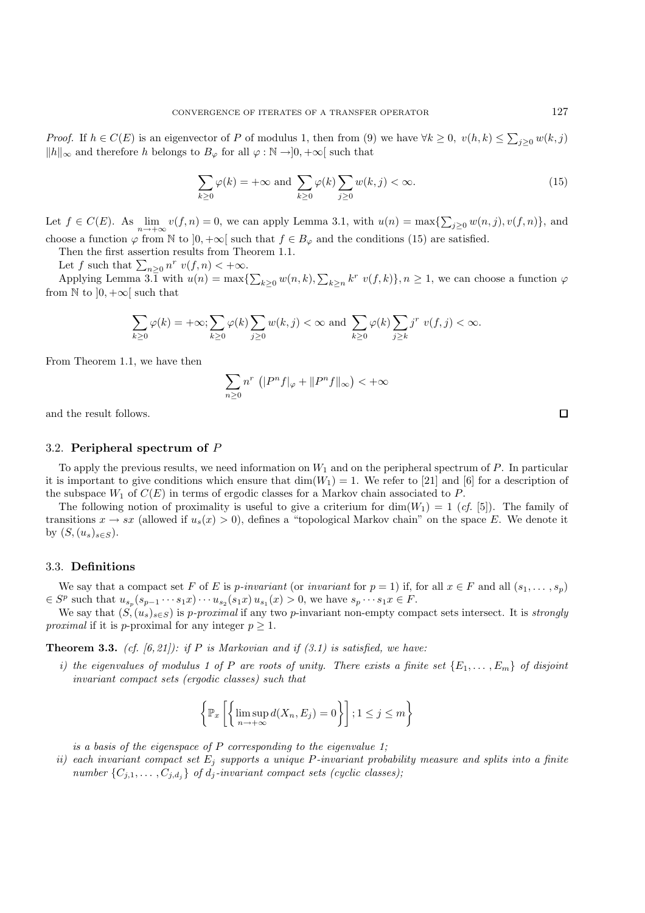*Proof.* If $h \in C(E)$ is an eigenvector of $P$ of modulus 1, then from (9) we have $\forall k \geq 0,\ v(h,k) \leq \sum_{j\geq 0} w(k,j)$ $\|h\|_\infty$ and therefore $h$ belongs to $B_\varphi$ for all $\varphi : \mathbb{N} \to ]0, +\infty[$ such that

$$\sum_{k\geq 0} \varphi(k) = +\infty \text{ and } \sum_{k\geq 0} \varphi(k) \sum_{j\geq 0} w(k,j) < \infty. \tag{15}$$

Let $f \in C(E)$. As $\lim_{n\to+\infty} v(f,n) = 0$, we can apply Lemma 3.1, with $u(n) = \max\{\sum_{j\geq 0} w(n,j), v(f,n)\}$, and choose a function $\varphi$ from $\mathbb{N}$ to $]0,+\infty[$ such that $f \in B_\varphi$ and the conditions (15) are satisfied.

Then the first assertion results from Theorem 1.1.

Let $f$ such that $\sum_{n\geq 0} n^r\ v(f,n) < +\infty$.

Applying Lemma 3.1 with $u(n) = \max\{\sum_{k\geq 0} w(n,k), \sum_{k\geq n} k^r\ v(f,k)\}, n \geq 1$, we can choose a function $\varphi$ from $\mathbb{N}$ to $]0,+\infty[$ such that

$$\sum_{k\geq 0} \varphi(k) = +\infty; \sum_{k\geq 0} \varphi(k) \sum_{j\geq 0} w(k,j) < \infty \text{ and } \sum_{k\geq 0} \varphi(k) \sum_{j\geq k} j^r\ v(f,j) < \infty.$$

From Theorem 1.1, we have then

$$\sum_{n\geq 0} n^r\ \left(|P^n f|_\varphi + \|P^n f\|_\infty\right) < +\infty$$

and the result follows. □

### 3.2. **Peripheral spectrum of** $P$

To apply the previous results, we need information on $W_1$ and on the peripheral spectrum of $P$. In particular it is important to give conditions which ensure that $\dim(W_1) = 1$. We refer to [21] and [6] for a description of the subspace $W_1$ of $C(E)$ in terms of ergodic classes for a Markov chain associated to $P$.

The following notion of proximality is useful to give a criterium for $\dim(W_1) = 1$ (*cf.* [5]). The family of transitions $x \to sx$ (allowed if $u_s(x) > 0$), defines a "topological Markov chain" on the space $E$. We denote it by $(S, (u_s)_{s\in S})$.

### 3.3. **Definitions**

We say that a compact set $F$ of $E$ is *p-invariant* (or *invariant* for $p = 1$) if, for all $x \in F$ and all $(s_1, \ldots, s_p)$ $\in S^p$ such that $u_{s_p}(s_{p-1}\cdots s_1 x)\cdots u_{s_2}(s_1 x)\, u_{s_1}(x) > 0$, we have $s_p \cdots s_1 x \in F$.

We say that $(S, (u_s)_{s\in S})$ is *p-proximal* if any two $p$-invariant non-empty compact sets intersect. It is *strongly proximal* if it is $p$-proximal for any integer $p \geq 1$.

**Theorem 3.3.** *(cf. [6, 21]): if $P$ is Markovian and if (3.1) is satisfied, we have:*

*i) the eigenvalues of modulus 1 of $P$ are roots of unity. There exists a finite set $\{E_1, \ldots, E_m\}$ of disjoint invariant compact sets (ergodic classes) such that*

$$\left\{\mathbb{P}_x\left[\left\{\limsup_{n\to+\infty} d(X_n, E_j) = 0\right\}\right]; 1 \leq j \leq m\right\}$$

*is a basis of the eigenspace of $P$ corresponding to the eigenvalue 1;*

*ii) each invariant compact set $E_j$ supports a unique $P$-invariant probability measure and splits into a finite number $\{C_{j,1}, \ldots, C_{j,d_j}\}$ of $d_j$-invariant compact sets (cyclic classes);*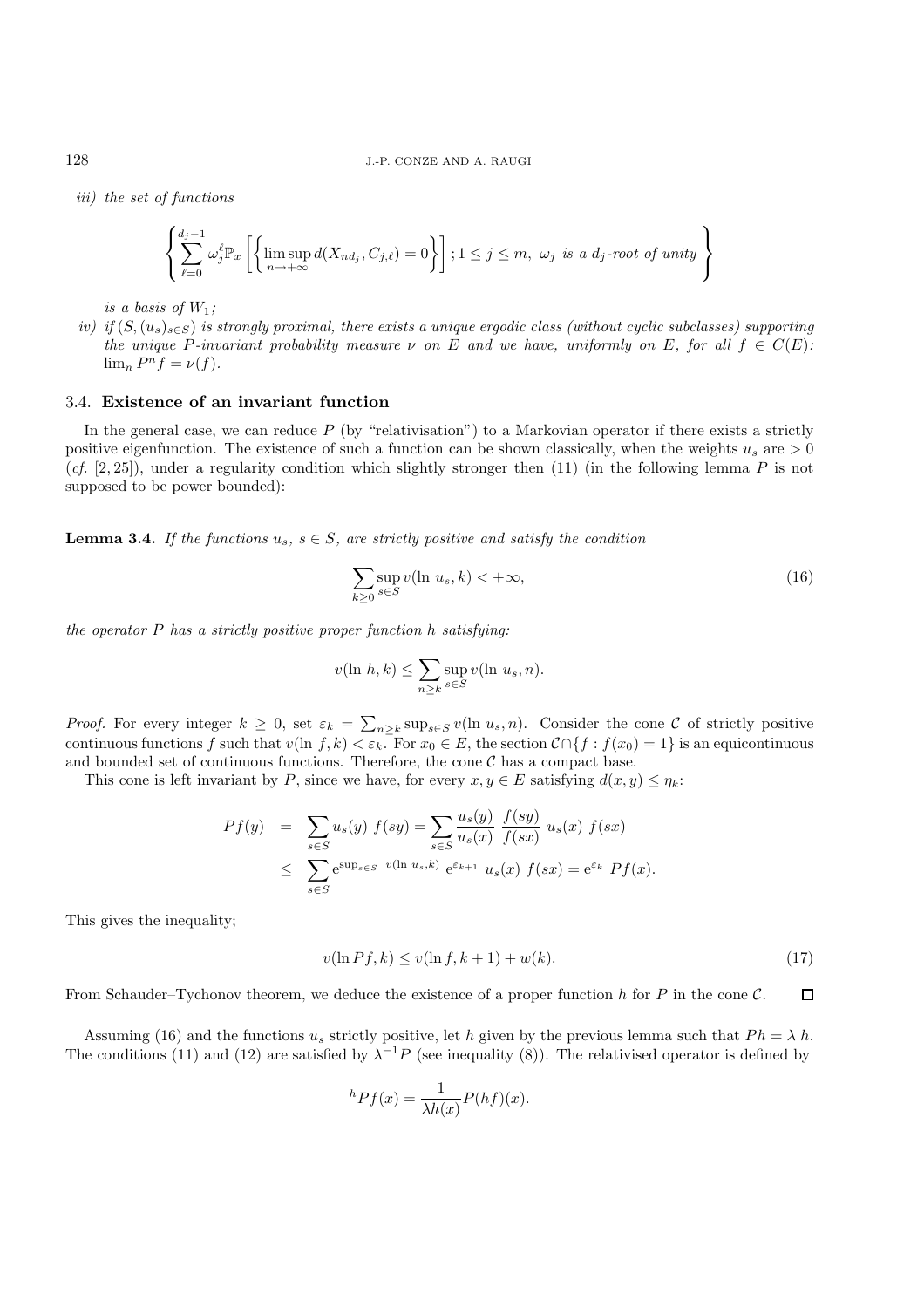*iii)* *the set of functions*

$$\left\{ \sum_{\ell=0}^{d_j-1} \omega_j^\ell \mathbb{P}_x \left[ \left\{ \limsup_{n\to+\infty} d(X_{nd_j}, C_{j,\ell}) = 0 \right\} \right] ; 1 \le j \le m, \ \omega_j \text{ is a } d_j\text{-root of unity} \right\}$$

*is a basis of* $W_1$*;*

*iv)* *if* $(S, (u_s)_{s\in S})$ *is strongly proximal, there exists a unique ergodic class (without cyclic subclasses) supporting the unique* $P$*-invariant probability measure* $\nu$ *on* $E$ *and we have, uniformly on* $E$*, for all* $f \in C(E)$*:* $\lim_n P^n f = \nu(f)$*.*

### 3.4. Existence of an invariant function

In the general case, we can reduce $P$ (by "relativisation") to a Markovian operator if there exists a strictly positive eigenfunction. The existence of such a function can be shown classically, when the weights $u_s$ are $> 0$ (*cf.* [2, 25]), under a regularity condition which slightly stronger then (11) (in the following lemma $P$ is not supposed to be power bounded):

**Lemma 3.4.** *If the functions* $u_s$*,* $s \in S$*, are strictly positive and satisfy the condition*

$$\sum_{k\ge 0} \sup_{s\in S} v(\ln\, u_s, k) < +\infty, \tag{16}$$

*the operator* $P$ *has a strictly positive proper function* $h$ *satisfying:*

$$v(\ln\, h, k) \le \sum_{n\ge k} \sup_{s\in S} v(\ln\, u_s, n).$$

*Proof.* For every integer $k \ge 0$, set $\varepsilon_k = \sum_{n\ge k} \sup_{s\in S} v(\ln\, u_s, n)$. Consider the cone $\mathcal{C}$ of strictly positive continuous functions $f$ such that $v(\ln\, f, k) < \varepsilon_k$. For $x_0 \in E$, the section $\mathcal{C} \cap \{f : f(x_0) = 1\}$ is an equicontinuous and bounded set of continuous functions. Therefore, the cone $\mathcal{C}$ has a compact base.

This cone is left invariant by $P$, since we have, for every $x, y \in E$ satisfying $d(x, y) \le \eta_k$:

$$\begin{aligned} Pf(y) &= \sum_{s\in S} u_s(y)\ f(sy) = \sum_{s\in S} \frac{u_s(y)}{u_s(x)}\ \frac{f(sy)}{f(sx)}\ u_s(x)\ f(sx) \\ &\le \sum_{s\in S} \mathrm{e}^{\sup_{s\in S}\ v(\ln\, u_s, k)}\ \mathrm{e}^{\varepsilon_{k+1}}\ u_s(x)\ f(sx) = \mathrm{e}^{\varepsilon_k}\ Pf(x). \end{aligned}$$

This gives the inequality;

$$v(\ln Pf, k) \le v(\ln f, k+1) + w(k). \tag{17}$$

From Schauder–Tychonov theorem, we deduce the existence of a proper function $h$ for $P$ in the cone $\mathcal{C}$. $\square$

Assuming (16) and the functions $u_s$ strictly positive, let $h$ given by the previous lemma such that $Ph = \lambda\, h$. The conditions (11) and (12) are satisfied by $\lambda^{-1}P$ (see inequality (8)). The relativised operator is defined by

$${}^hPf(x) = \frac{1}{\lambda h(x)} P(hf)(x).$$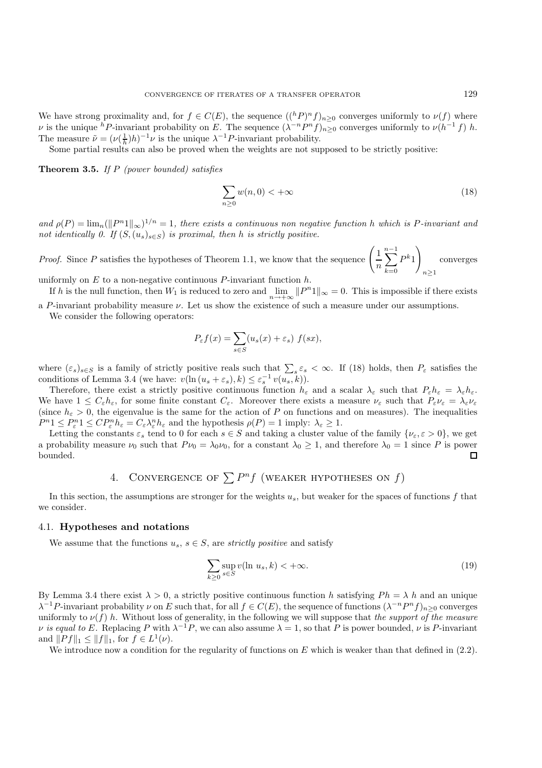We have strong proximality and, for $f \in C(E)$, the sequence $(({}^hP)^n f)_{n\geq 0}$ converges uniformly to $\nu(f)$ where $\nu$ is the unique ${}^hP$-invariant probability on $E$. The sequence $(\lambda^{-n}P^n f)_{n\geq 0}$ converges uniformly to $\nu(h^{-1}\, f)\; h$. The measure $\tilde{\nu} = (\nu(\frac{1}{h})h)^{-1}\nu$ is the unique $\lambda^{-1}P$-invariant probability.

Some partial results can also be proved when the weights are not supposed to be strictly positive:

**Theorem 3.5.** *If $P$ (power bounded) satisfies*

$$\sum_{n\geq 0} w(n,0) < +\infty \tag{18}$$

*and $\rho(P) = \lim_n(\|P^n 1\|_\infty)^{1/n} = 1$, there exists a continuous non negative function $h$ which is $P$-invariant and not identically 0. If $(S,(u_s)_{s\in S})$ is proximal, then $h$ is strictly positive.*

*Proof.* Since $P$ satisfies the hypotheses of Theorem 1.1, we know that the sequence $\left(\frac{1}{n}\sum_{k=0}^{n-1} P^k 1\right)_{n\geq 1}$ converges uniformly on $E$ to a non-negative continuous $P$-invariant function $h$.

If $h$ is the null function, then $W_1$ is reduced to zero and $\lim_{n\to+\infty} \|P^n 1\|_\infty = 0$. This is impossible if there exists a $P$-invariant probability measure $\nu$. Let us show the existence of such a measure under our assumptions.

We consider the following operators:

$$P_\varepsilon f(x) = \sum_{s\in S} (u_s(x) + \varepsilon_s)\; f(sx),$$

where $(\varepsilon_s)_{s\in S}$ is a family of strictly positive reals such that $\sum_s \varepsilon_s < \infty$. If (18) holds, then $P_\varepsilon$ satisfies the conditions of Lemma 3.4 (we have: $v(\ln(u_s + \varepsilon_s), k) \leq \varepsilon_s^{-1}\, v(u_s, k)$).

Therefore, there exist a strictly positive continuous function $h_\varepsilon$ and a scalar $\lambda_\varepsilon$ such that $P_\varepsilon h_\varepsilon = \lambda_\varepsilon h_\varepsilon$. We have $1 \leq C_\varepsilon h_\varepsilon$, for some finite constant $C_\varepsilon$. Moreover there exists a measure $\nu_\varepsilon$ such that $P_\varepsilon \nu_\varepsilon = \lambda_\varepsilon \nu_\varepsilon$ (since $h_\varepsilon > 0$, the eigenvalue is the same for the action of $P$ on functions and on measures). The inequalities $P^n 1 \leq P_\varepsilon^n 1 \leq C P_\varepsilon^n h_\varepsilon = C_\varepsilon \lambda_\varepsilon^n h_\varepsilon$ and the hypothesis $\rho(P) = 1$ imply: $\lambda_\varepsilon \geq 1$.

Letting the constants $\varepsilon_s$ tend to 0 for each $s \in S$ and taking a cluster value of the family $\{\nu_\varepsilon, \varepsilon > 0\}$, we get a probability measure $\nu_0$ such that $P\nu_0 = \lambda_0 \nu_0$, for a constant $\lambda_0 \geq 1$, and therefore $\lambda_0 = 1$ since $P$ is power bounded. $\square$

## 4. Convergence of $\sum P^n f$ (weaker hypotheses on $f$)

In this section, the assumptions are stronger for the weights $u_s$, but weaker for the spaces of functions $f$ that we consider.

### 4.1. Hypotheses and notations

We assume that the functions $u_s$, $s \in S$, are *strictly positive* and satisfy

$$\sum_{k\geq 0} \sup_{s\in S} v(\ln\, u_s, k) < +\infty. \tag{19}$$

By Lemma 3.4 there exist $\lambda > 0$, a strictly positive continuous function $h$ satisfying $Ph = \lambda\, h$ and an unique $\lambda^{-1}P$-invariant probability $\nu$ on $E$ such that, for all $f \in C(E)$, the sequence of functions $(\lambda^{-n}P^n f)_{n\geq 0}$ converges uniformly to $\nu(f)\; h$. Without loss of generality, in the following we will suppose that *the support of the measure $\nu$ is equal to $E$*. Replacing $P$ with $\lambda^{-1}P$, we can also assume $\lambda = 1$, so that $P$ is power bounded, $\nu$ is $P$-invariant and $\|Pf\|_1 \leq \|f\|_1$, for $f \in L^1(\nu)$.

We introduce now a condition for the regularity of functions on $E$ which is weaker than that defined in (2.2).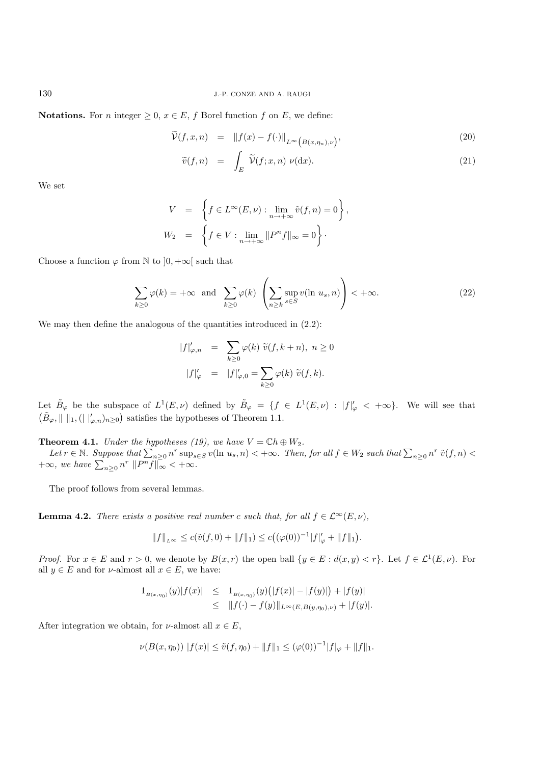**Notations.** For $n$ integer $\geq 0$, $x \in E$, $f$ Borel function $f$ on $E$, we define:

$$\widetilde{\mathcal{V}}(f,x,n) \quad = \quad \|f(x) - f(\cdot)\|_{L^\infty\left(B(x,\eta_n),\nu\right)}, \tag{20}$$

$$\widetilde{v}(f,n) \quad = \quad \int_E \widetilde{\mathcal{V}}(f;x,n)\ \nu(\mathrm{d}x). \tag{21}$$

We set

$$V \quad = \quad \left\{ f \in L^\infty(E,\nu) : \lim_{n\to+\infty} \tilde{v}(f,n) = 0 \right\},$$

$$W_2 \quad = \quad \left\{ f \in V : \lim_{n\to+\infty} \|P^n f\|_\infty = 0 \right\}.$$

Choose a function $\varphi$ from $\mathbb{N}$ to $]0,+\infty[$ such that

$$\sum_{k\geq 0} \varphi(k) = +\infty \ \text{ and } \ \sum_{k\geq 0} \varphi(k) \left( \sum_{n\geq k} \sup_{s\in S} v(\ln\, u_s, n) \right) < +\infty. \tag{22}$$

We may then define the analogous of the quantities introduced in (2.2):

$$|f|'_{\varphi,n} \quad = \quad \sum_{k\geq 0} \varphi(k)\ \widetilde{v}(f, k+n),\ n \geq 0$$

$$|f|'_\varphi \quad = \quad |f|'_{\varphi,0} = \sum_{k\geq 0} \varphi(k)\ \widetilde{v}(f,k).$$

Let $\tilde{B}_\varphi$ be the subspace of $L^1(E,\nu)$ defined by $\tilde{B}_\varphi = \{f \in L^1(E,\nu) : |f|'_\varphi < +\infty\}$. We will see that $\left(\tilde{B}_\varphi, \|\ \|_1, (|\ |'_{\varphi,n})_{n\geq 0}\right)$ satisfies the hypotheses of Theorem 1.1.

**Theorem 4.1.** *Under the hypotheses (19), we have $V = \mathbb{C}h \oplus W_2$.*

*Let $r \in \mathbb{N}$. Suppose that $\sum_{n\geq 0} n^r \sup_{s\in S} v(\ln\, u_s, n) < +\infty$. Then, for all $f \in W_2$ such that $\sum_{n\geq 0} n^r\ \tilde{v}(f,n) < +\infty$, we have $\sum_{n\geq 0} n^r\ \|P^n f\|_\infty < +\infty$.*

The proof follows from several lemmas.

**Lemma 4.2.** *There exists a positive real number $c$ such that, for all $f \in \mathcal{L}^\infty(E,\nu)$,*

$$\|f\|_{L^\infty} \leq c(\tilde{v}(f,0) + \|f\|_1) \leq c\big((\varphi(0))^{-1}|f|'_\varphi + \|f\|_1\big).$$

*Proof.* For $x \in E$ and $r > 0$, we denote by $B(x,r)$ the open ball $\{y \in E : d(x,y) < r\}$. Let $f \in \mathcal{L}^1(E,\nu)$. For all $y \in E$ and for $\nu$-almost all $x \in E$, we have:

$$\begin{aligned} 1_{B(x,\eta_0)}(y)|f(x)| &\leq 1_{B(x,\eta_0)}(y)\big(|f(x)| - |f(y)|\big) + |f(y)| \\ &\leq \|f(\cdot) - f(y)\|_{L^\infty(E,B(y,\eta_0),\nu)} + |f(y)|. \end{aligned}$$

After integration we obtain, for $\nu$-almost all $x \in E$,

$$\nu(B(x,\eta_0))\ |f(x)| \leq \tilde{v}(f,\eta_0) + \|f\|_1 \leq (\varphi(0))^{-1}|f|_\varphi + \|f\|_1.$$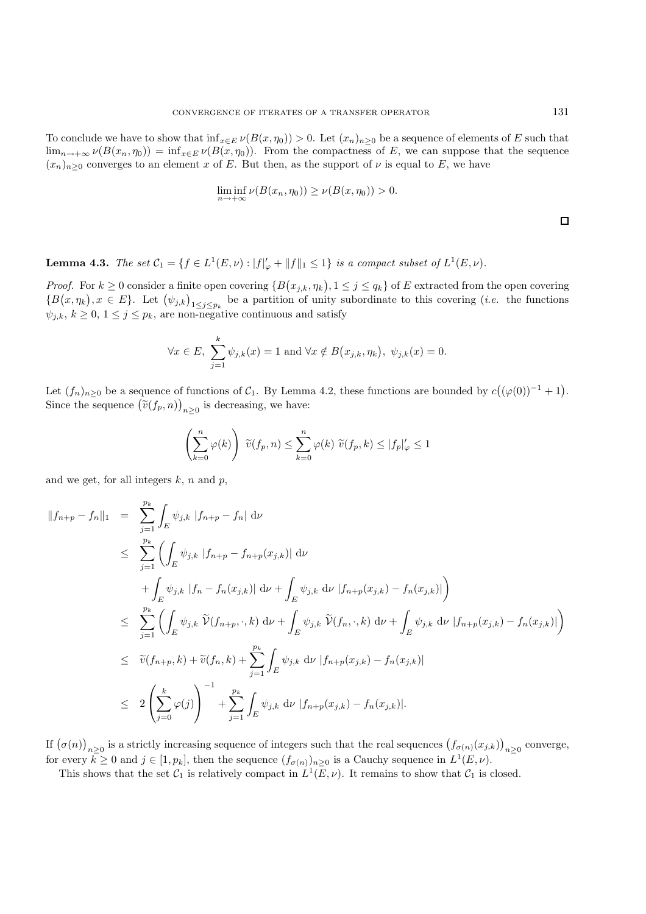To conclude we have to show that $\inf_{x\in E} \nu(B(x,\eta_0)) > 0$. Let $(x_n)_{n\geq 0}$ be a sequence of elements of $E$ such that $\lim_{n\to+\infty} \nu(B(x_n,\eta_0)) = \inf_{x\in E} \nu(B(x,\eta_0))$. From the compactness of $E$, we can suppose that the sequence $(x_n)_{n\geq 0}$ converges to an element $x$ of $E$. But then, as the support of $\nu$ is equal to $E$, we have

$$\liminf_{n\to+\infty} \nu(B(x_n,\eta_0)) \geq \nu(B(x,\eta_0)) > 0.$$

$\square$

**Lemma 4.3.** *The set $\mathcal{C}_1 = \{f \in L^1(E,\nu) : |f|'_\varphi + \|f\|_1 \leq 1\}$ is a compact subset of $L^1(E,\nu)$.*

*Proof.* For $k \geq 0$ consider a finite open covering $\{B\big(x_{j,k},\eta_k\big), 1 \leq j \leq q_k\}$ of $E$ extracted from the open covering $\{B\big(x,\eta_k\big), x \in E\}$. Let $\big(\psi_{j,k}\big)_{1\leq j\leq p_k}$ be a partition of unity subordinate to this covering (*i.e.* the functions $\psi_{j,k}$, $k \geq 0$, $1 \leq j \leq p_k$, are non-negative continuous and satisfy

$$\forall x \in E,\ \sum_{j=1}^{k} \psi_{j,k}(x) = 1 \text{ and } \forall x \notin B\big(x_{j,k},\eta_k\big),\ \psi_{j,k}(x) = 0.$$

Let $(f_n)_{n\geq 0}$ be a sequence of functions of $\mathcal{C}_1$. By Lemma 4.2, these functions are bounded by $c\big((\varphi(0))^{-1}+1\big)$. Since the sequence $\big(\widetilde{v}(f_p,n)\big)_{n\geq 0}$ is decreasing, we have:

$$\left(\sum_{k=0}^{n} \varphi(k)\right)\ \widetilde{v}(f_p,n) \leq \sum_{k=0}^{n} \varphi(k)\ \widetilde{v}(f_p,k) \leq |f_p|'_\varphi \leq 1$$

and we get, for all integers $k$, $n$ and $p$,

$$\begin{aligned}
\|f_{n+p} - f_n\|_1 &= \sum_{j=1}^{p_k} \int_E \psi_{j,k}\ |f_{n+p} - f_n|\ \mathrm{d}\nu \\
&\leq \sum_{j=1}^{p_k} \bigg( \int_E \psi_{j,k}\ |f_{n+p} - f_{n+p}(x_{j,k})|\ \mathrm{d}\nu \\
&\quad + \int_E \psi_{j,k}\ |f_n - f_n(x_{j,k})|\ \mathrm{d}\nu + \int_E \psi_{j,k}\ \mathrm{d}\nu\ |f_{n+p}(x_{j,k}) - f_n(x_{j,k})| \bigg) \\
&\leq \sum_{j=1}^{p_k} \left( \int_E \psi_{j,k}\ \widetilde{\mathcal{V}}(f_{n+p},\cdot,k)\ \mathrm{d}\nu + \int_E \psi_{j,k}\ \widetilde{\mathcal{V}}(f_n,\cdot,k)\ \mathrm{d}\nu + \int_E \psi_{j,k}\ \mathrm{d}\nu\ |f_{n+p}(x_{j,k}) - f_n(x_{j,k})| \right) \\
&\leq \widetilde{v}(f_{n+p},k) + \widetilde{v}(f_n,k) + \sum_{j=1}^{p_k} \int_E \psi_{j,k}\ \mathrm{d}\nu\ |f_{n+p}(x_{j,k}) - f_n(x_{j,k})| \\
&\leq 2\left(\sum_{j=0}^{k} \varphi(j)\right)^{-1} + \sum_{j=1}^{p_k} \int_E \psi_{j,k}\ \mathrm{d}\nu\ |f_{n+p}(x_{j,k}) - f_n(x_{j,k})|.
\end{aligned}$$

If $\big(\sigma(n)\big)_{n\geq 0}$ is a strictly increasing sequence of integers such that the real sequences $\big(f_{\sigma(n)}(x_{j,k})\big)_{n\geq 0}$ converge, for every $k \geq 0$ and $j \in [1,p_k]$, then the sequence $(f_{\sigma(n)})_{n\geq 0}$ is a Cauchy sequence in $L^1(E,\nu)$.

This shows that the set $\mathcal{C}_1$ is relatively compact in $L^1(E,\nu)$. It remains to show that $\mathcal{C}_1$ is closed.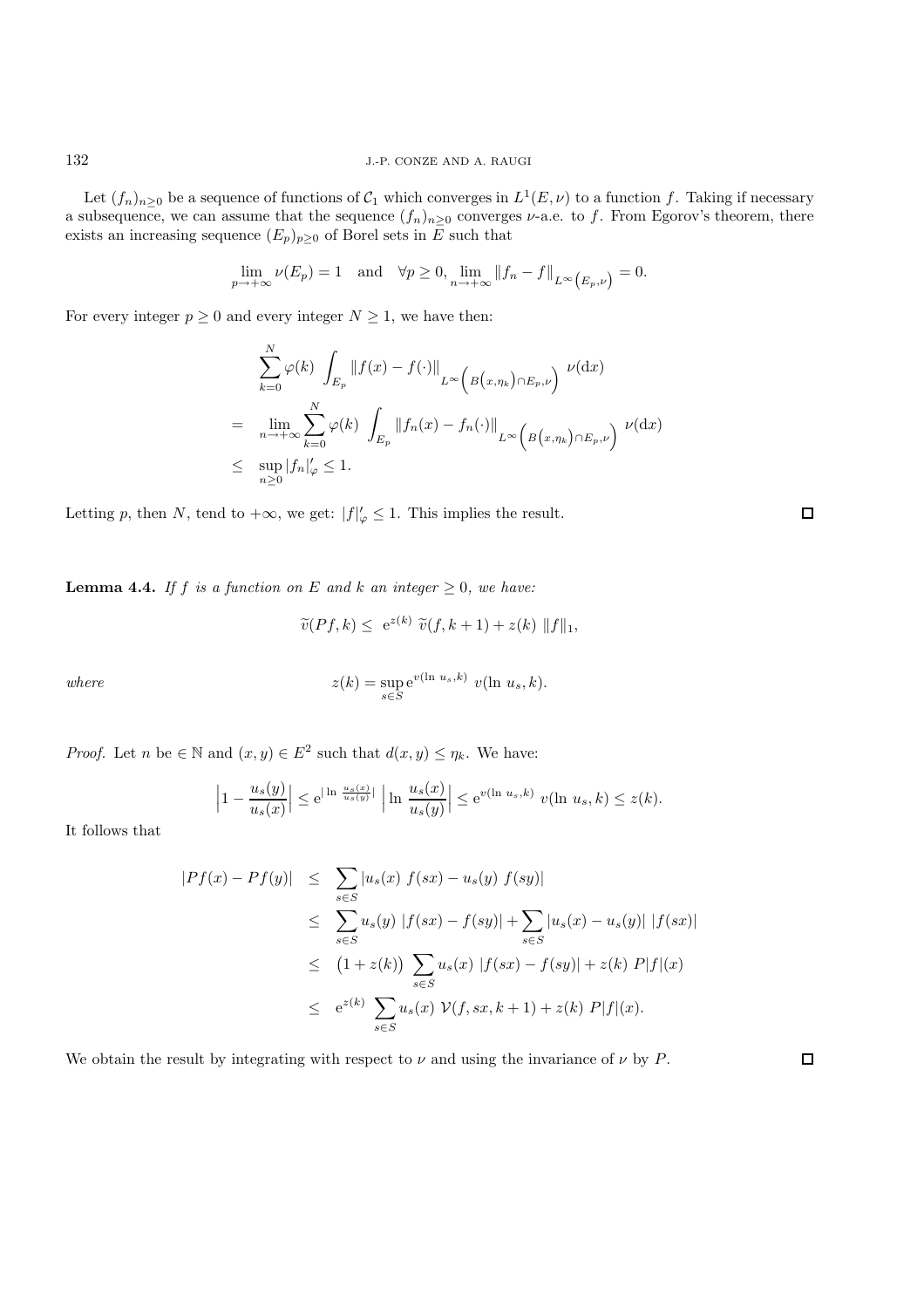Let $(f_n)_{n\geq 0}$ be a sequence of functions of $\mathcal{C}_1$ which converges in $L^1(E,\nu)$ to a function $f$. Taking if necessary a subsequence, we can assume that the sequence $(f_n)_{n\geq 0}$ converges $\nu$-a.e. to $f$. From Egorov's theorem, there exists an increasing sequence $(E_p)_{p\geq 0}$ of Borel sets in $E$ such that

$$\lim_{p\to+\infty} \nu(E_p) = 1 \quad \text{and} \quad \forall p \geq 0, \lim_{n\to+\infty} \|f_n - f\|_{L^\infty\left(E_p,\nu\right)} = 0.$$

For every integer $p \geq 0$ and every integer $N \geq 1$, we have then:

$$\begin{aligned}
&\sum_{k=0}^{N} \varphi(k) \int_{E_p} \|f(x) - f(\cdot)\|_{L^\infty\left(B\left(x,\eta_k\right)\cap E_p,\nu\right)} \; \nu(\mathrm{d}x) \\
= \;& \lim_{n\to+\infty} \sum_{k=0}^{N} \varphi(k) \int_{E_p} \|f_n(x) - f_n(\cdot)\|_{L^\infty\left(B\left(x,\eta_k\right)\cap E_p,\nu\right)} \; \nu(\mathrm{d}x) \\
\leq \;& \sup_{n\geq 0} |f_n|'_\varphi \leq 1.
\end{aligned}$$

Letting $p$, then $N$, tend to $+\infty$, we get: $|f|'_\varphi \leq 1$. This implies the result. $\square$

**Lemma 4.4.** *If $f$ is a function on $E$ and $k$ an integer $\geq 0$, we have:*

$$\widetilde{v}(Pf,k) \leq \; \mathrm{e}^{z(k)} \; \widetilde{v}(f,k+1) + z(k) \; \|f\|_1,$$

*where*

$$z(k) = \sup_{s\in S} \mathrm{e}^{v(\ln\, u_s,k)} \; v(\ln\, u_s,k).$$

*Proof.* Let $n$ be $\in \mathbb{N}$ and $(x,y) \in E^2$ such that $d(x,y) \leq \eta_k$. We have:

$$\Big|1 - \frac{u_s(y)}{u_s(x)}\Big| \leq \mathrm{e}^{|\ln\, \frac{u_s(x)}{u_s(y)}|} \; \Big|\ln\, \frac{u_s(x)}{u_s(y)}\Big| \leq \mathrm{e}^{v(\ln\, u_s,k)} \; v(\ln\, u_s,k) \leq z(k).$$

It follows that

$$\begin{aligned}
|Pf(x) - Pf(y)| \;&\leq\; \sum_{s\in S} |u_s(x) \; f(sx) - u_s(y) \; f(sy)| \\
&\leq\; \sum_{s\in S} u_s(y) \; |f(sx) - f(sy)| + \sum_{s\in S} |u_s(x) - u_s(y)| \; |f(sx)| \\
&\leq\; \big(1 + z(k)\big) \sum_{s\in S} u_s(x) \; |f(sx) - f(sy)| + z(k) \; P|f|(x) \\
&\leq\; \mathrm{e}^{z(k)} \sum_{s\in S} u_s(x) \; \mathcal{V}(f, sx, k+1) + z(k) \; P|f|(x).
\end{aligned}$$

We obtain the result by integrating with respect to $\nu$ and using the invariance of $\nu$ by $P$. $\square$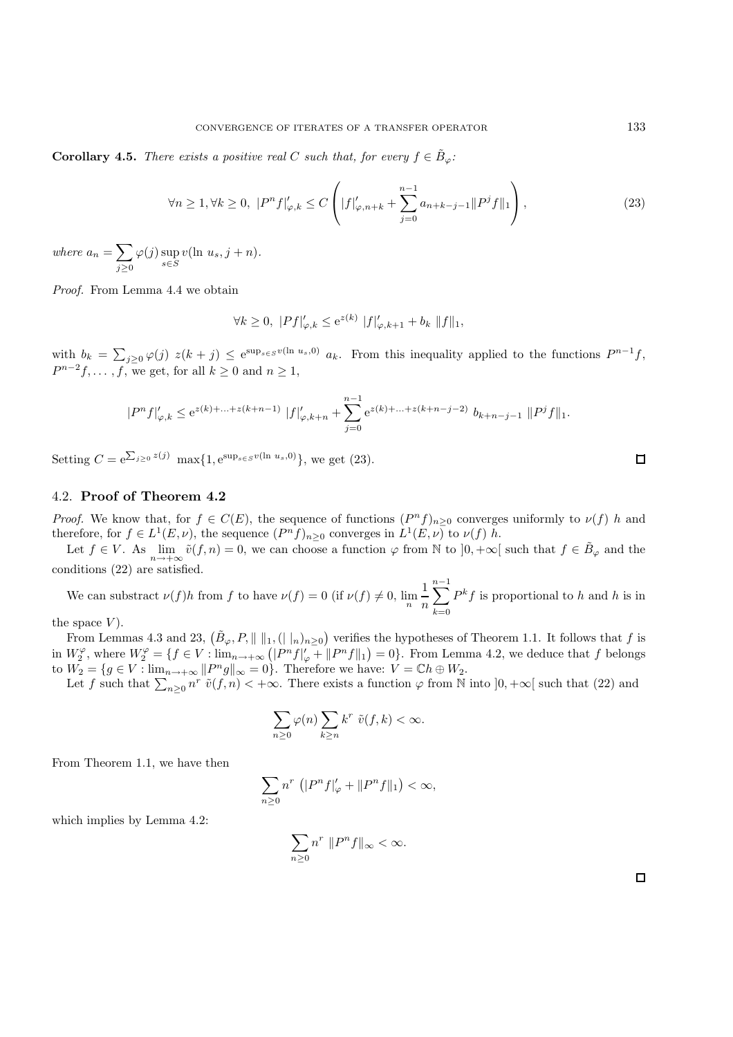**Corollary 4.5.** *There exists a positive real $C$ such that, for every $f \in \tilde{B}_\varphi$:*

$$\forall n \geq 1, \forall k \geq 0, \ |P^n f|'_{\varphi,k} \leq C \left( |f|'_{\varphi,n+k} + \sum_{j=0}^{n-1} a_{n+k-j-1} \|P^j f\|_1 \right), \tag{23}$$

*where* $a_n = \sum_{j \geq 0} \varphi(j) \sup_{s \in S} v(\ln u_s, j+n)$.

*Proof.* From Lemma 4.4 we obtain

$$\forall k \geq 0, \ |Pf|'_{\varphi,k} \leq \mathrm{e}^{z(k)} \ |f|'_{\varphi,k+1} + b_k \ \|f\|_1,$$

with $b_k = \sum_{j\geq 0} \varphi(j) \ z(k+j) \leq \mathrm{e}^{\sup_{s \in S} v(\ln u_s, 0)} \ a_k$. From this inequality applied to the functions $P^{n-1}f$, $P^{n-2}f, \ldots, f$, we get, for all $k \geq 0$ and $n \geq 1$,

$$|P^n f|'_{\varphi,k} \leq \mathrm{e}^{z(k)+\ldots+z(k+n-1)} \ |f|'_{\varphi,k+n} + \sum_{j=0}^{n-1} \mathrm{e}^{z(k)+\ldots+z(k+n-j-2)} \ b_{k+n-j-1} \ \|P^j f\|_1.$$

Setting $C = \mathrm{e}^{\sum_{j\geq 0} z(j)} \ \max\{1, \mathrm{e}^{\sup_{s \in S} v(\ln u_s, 0)}\}$, we get (23). □

## 4.2. Proof of Theorem 4.2

*Proof.* We know that, for $f \in C(E)$, the sequence of functions $(P^n f)_{n\geq 0}$ converges uniformly to $\nu(f) \ h$ and therefore, for $f \in L^1(E,\nu)$, the sequence $(P^n f)_{n \geq 0}$ converges in $L^1(E,\nu)$ to $\nu(f) \ h$.

Let $f \in V$. As $\lim_{n\to+\infty} \tilde{v}(f,n) = 0$, we can choose a function $\varphi$ from $\mathbb{N}$ to $]0,+\infty[$ such that $f \in \tilde{B}_\varphi$ and the conditions (22) are satisfied.

We can substract $\nu(f)h$ from $f$ to have $\nu(f) = 0$ (if $\nu(f) \neq 0$, $\lim_n \frac{1}{n} \sum_{k=0}^{n-1} P^k f$ is proportional to $h$ and $h$ is in the space $V$).

From Lemmas 4.3 and 23, $\left(\tilde{B}_\varphi, P, \| \ \|_1, (| \ |_n)_{n\geq 0}\right)$ verifies the hypotheses of Theorem 1.1. It follows that $f$ is in $W_2^\varphi$, where $W_2^\varphi = \{f \in V : \lim_{n\to+\infty} \left(|P^n f|'_\varphi + \|P^n f\|_1\right) = 0\}$. From Lemma 4.2, we deduce that $f$ belongs to $W_2 = \{g \in V : \lim_{n\to+\infty} \|P^n g\|_\infty = 0\}$. Therefore we have: $V = \mathbb{C}h \oplus W_2$.

Let $f$ such that $\sum_{n\geq 0} n^r \ \tilde{v}(f,n) < +\infty$. There exists a function $\varphi$ from $\mathbb{N}$ into $]0,+\infty[$ such that (22) and

$$\sum_{n\geq 0} \varphi(n) \sum_{k \geq n} k^r \ \tilde{v}(f,k) < \infty.$$

From Theorem 1.1, we have then

$$\sum_{n\geq 0} n^r \ \left(|P^n f|'_\varphi + \|P^n f\|_1\right) < \infty,$$

which implies by Lemma 4.2:

$$\sum_{n\geq 0} n^r \ \|P^n f\|_\infty < \infty.$$

□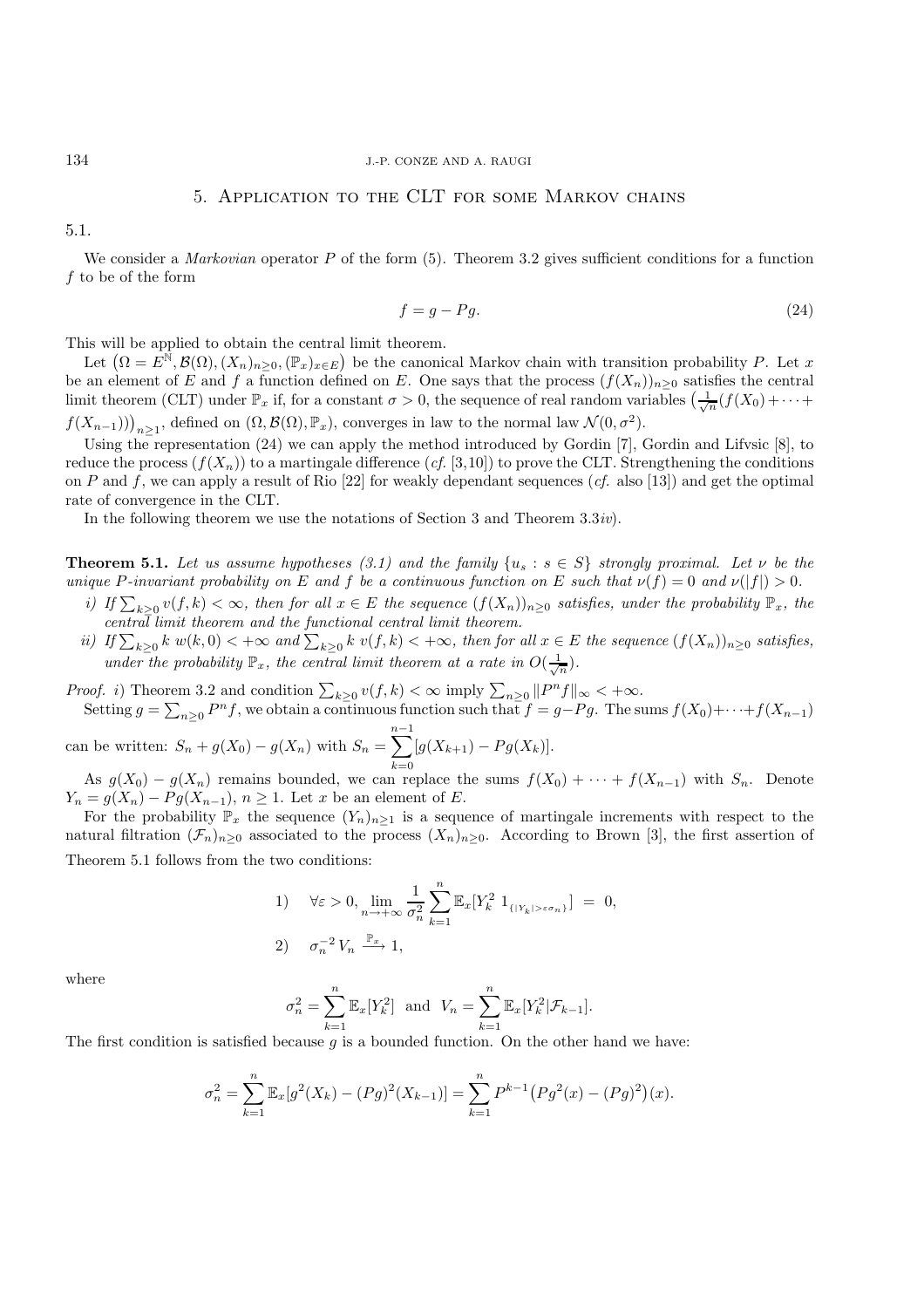## 5. Application to the CLT for some Markov chains

5.1.

We consider a *Markovian* operator $P$ of the form (5). Theorem 3.2 gives sufficient conditions for a function $f$ to be of the form

$$f = g - Pg. \tag{24}$$

This will be applied to obtain the central limit theorem.

Let $\big(\Omega = E^{\mathbb{N}}, \mathcal{B}(\Omega), (X_n)_{n\geq 0}, (\mathbb{P}_x)_{x\in E}\big)$ be the canonical Markov chain with transition probability $P$. Let $x$ be an element of $E$ and $f$ a function defined on $E$. One says that the process $(f(X_n))_{n\geq 0}$ satisfies the central limit theorem (CLT) under $\mathbb{P}_x$ if, for a constant $\sigma > 0$, the sequence of real random variables $\big(\frac{1}{\sqrt{n}}(f(X_0)+\cdots+f(X_{n-1}))\big)_{n\geq 1}$, defined on $(\Omega, \mathcal{B}(\Omega), \mathbb{P}_x)$, converges in law to the normal law $\mathcal{N}(0, \sigma^2)$.

Using the representation (24) we can apply the method introduced by Gordin [7], Gordin and Lifvsic [8], to reduce the process $(f(X_n))$ to a martingale difference (*cf.* [3,10]) to prove the CLT. Strengthening the conditions on $P$ and $f$, we can apply a result of Rio [22] for weakly dependant sequences (*cf.* also [13]) and get the optimal rate of convergence in the CLT.

In the following theorem we use the notations of Section 3 and Theorem 3.3*iv*).

**Theorem 5.1.** *Let us assume hypotheses (3.1) and the family $\{u_s : s \in S\}$ strongly proximal. Let $\nu$ be the unique $P$-invariant probability on $E$ and $f$ be a continuous function on $E$ such that $\nu(f) = 0$ and $\nu(|f|) > 0$.*

*i) If $\sum_{k\geq 0} v(f, k) < \infty$, then for all $x \in E$ the sequence $(f(X_n))_{n\geq 0}$ satisfies, under the probability $\mathbb{P}_x$, the central limit theorem and the functional central limit theorem.*

*ii) If $\sum_{k\geq 0} k\; w(k, 0) < +\infty$ and $\sum_{k\geq 0} k\; v(f, k) < +\infty$, then for all $x \in E$ the sequence $(f(X_n))_{n\geq 0}$ satisfies, under the probability $\mathbb{P}_x$, the central limit theorem at a rate in $O(\frac{1}{\sqrt{n}})$.*

*Proof. i)* Theorem 3.2 and condition $\sum_{k\geq 0} v(f, k) < \infty$ imply $\sum_{n\geq 0} \|P^n f\|_\infty < +\infty$.

Setting $g = \sum_{n\geq 0} P^n f$, we obtain a continuous function such that $f = g - Pg$. The sums $f(X_0)+\cdots+f(X_{n-1})$ can be written: $S_n + g(X_0) - g(X_n)$ with $S_n = \displaystyle\sum_{k=0}^{n-1}[g(X_{k+1}) - Pg(X_k)]$.

As $g(X_0) - g(X_n)$ remains bounded, we can replace the sums $f(X_0) + \cdots + f(X_{n-1})$ with $S_n$. Denote $Y_n = g(X_n) - Pg(X_{n-1})$, $n \geq 1$. Let $x$ be an element of $E$.

For the probability $\mathbb{P}_x$ the sequence $(Y_n)_{n\geq 1}$ is a sequence of martingale increments with respect to the natural filtration $(\mathcal{F}_n)_{n\geq 0}$ associated to the process $(X_n)_{n\geq 0}$. According to Brown [3], the first assertion of Theorem 5.1 follows from the two conditions:

$$1) \quad \forall \varepsilon > 0, \lim_{n\to+\infty} \frac{1}{\sigma_n^2} \sum_{k=1}^{n} \mathbb{E}_x[Y_k^2\; 1_{\{|Y_k|>\varepsilon\sigma_n\}}] \;=\; 0,$$

$$2) \quad \sigma_n^{-2}\, V_n \xrightarrow{\mathbb{P}_x} 1,$$

where

$$\sigma_n^2 = \sum_{k=1}^{n} \mathbb{E}_x[Y_k^2] \;\text{ and }\; V_n = \sum_{k=1}^{n} \mathbb{E}_x[Y_k^2|\mathcal{F}_{k-1}].$$

The first condition is satisfied because $g$ is a bounded function. On the other hand we have:

$$\sigma_n^2 = \sum_{k=1}^{n} \mathbb{E}_x[g^2(X_k) - (Pg)^2(X_{k-1})] = \sum_{k=1}^{n} P^{k-1}\big(Pg^2(x) - (Pg)^2\big)(x).$$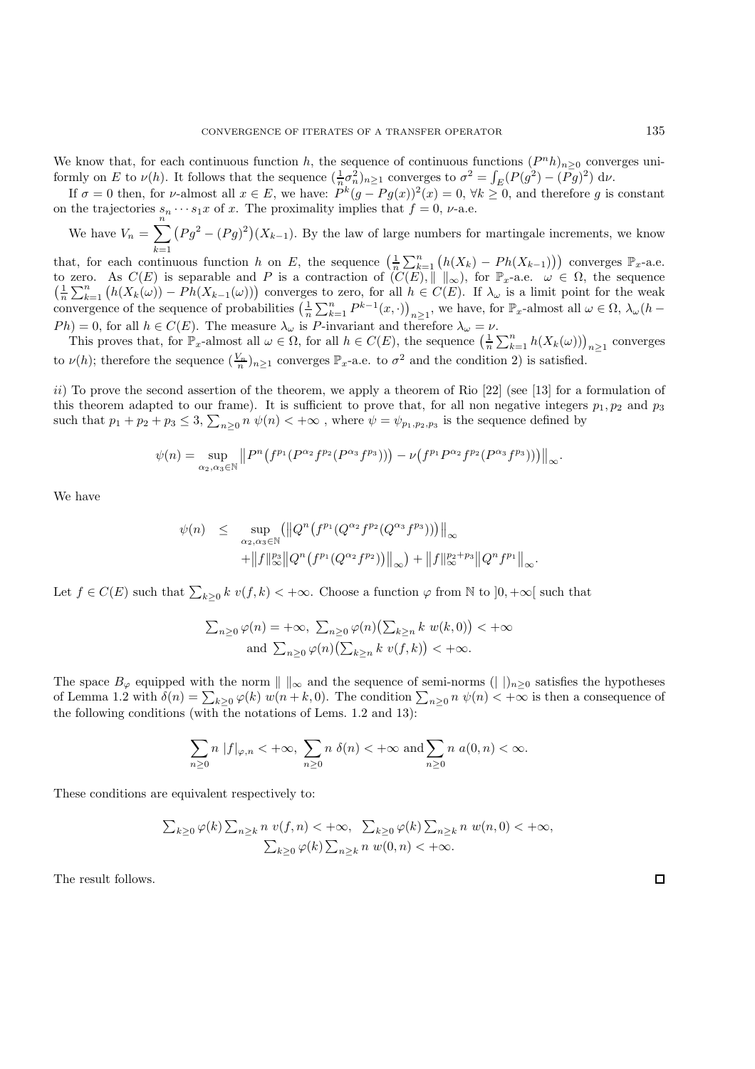We know that, for each continuous function $h$, the sequence of continuous functions $(P^n h)_{n\geq 0}$ converges uniformly on $E$ to $\nu(h)$. It follows that the sequence $(\frac{1}{n}\sigma_n^2)_{n\geq 1}$ converges to $\sigma^2 = \int_E (P(g^2) - (Pg)^2)\, \mathrm{d}\nu$.

If $\sigma = 0$ then, for $\nu$-almost all $x \in E$, we have: $P^k(g - Pg(x))^2(x) = 0$, $\forall k \geq 0$, and therefore $g$ is constant on the trajectories $s_n \cdots s_1 x$ of $x$. The proximality implies that $f = 0$, $\nu$-a.e.

We have $V_n = \sum_{k=1}^{n} \big(Pg^2 - (Pg)^2\big)(X_{k-1})$. By the law of large numbers for martingale increments, we know that, for each continuous function $h$ on $E$, the sequence $\big(\frac{1}{n}\sum_{k=1}^n \big(h(X_k) - Ph(X_{k-1})\big)\big)$ converges $\mathbb{P}_x$-a.e. to zero. As $C(E)$ is separable and $P$ is a contraction of $(C(E), \|\ \|_\infty)$, for $\mathbb{P}_x$-a.e. $\omega \in \Omega$, the sequence $\big(\frac{1}{n}\sum_{k=1}^n \big(h(X_k(\omega)) - Ph(X_{k-1}(\omega))\big)\big)$ converges to zero, for all $h \in C(E)$. If $\lambda_\omega$ is a limit point for the weak convergence of the sequence of probabilities $\big(\frac{1}{n}\sum_{k=1}^n P^{k-1}(x,\cdot)\big)_{n\geq 1}$, we have, for $\mathbb{P}_x$-almost all $\omega \in \Omega$, $\lambda_\omega(h - Ph) = 0$, for all $h \in C(E)$. The measure $\lambda_\omega$ is $P$-invariant and therefore $\lambda_\omega = \nu$.

This proves that, for $\mathbb{P}_x$-almost all $\omega \in \Omega$, for all $h \in C(E)$, the sequence $\big(\frac{1}{n}\sum_{k=1}^n h(X_k(\omega))\big)_{n\geq 1}$ converges to $\nu(h)$; therefore the sequence $(\frac{V_n}{n})_{n\geq 1}$ converges $\mathbb{P}_x$-a.e. to $\sigma^2$ and the condition 2) is satisfied.

*ii*) To prove the second assertion of the theorem, we apply a theorem of Rio [22] (see [13] for a formulation of this theorem adapted to our frame). It is sufficient to prove that, for all non negative integers $p_1, p_2$ and $p_3$ such that $p_1 + p_2 + p_3 \leq 3$, $\sum_{n\geq 0} n\ \psi(n) < +\infty$ , where $\psi = \psi_{p_1,p_2,p_3}$ is the sequence defined by

$$\psi(n) = \sup_{\alpha_2,\alpha_3\in\mathbb{N}} \big\|P^n\big(f^{p_1}(P^{\alpha_2}f^{p_2}(P^{\alpha_3}f^{p_3}))\big) - \nu\big(f^{p_1}P^{\alpha_2}f^{p_2}(P^{\alpha_3}f^{p_3}))\big)\big\|_\infty.$$

We have

$$\begin{aligned}\psi(n) \quad &\leq \quad \sup_{\alpha_2,\alpha_3\in\mathbb{N}} \big(\big\|Q^n\big(f^{p_1}(Q^{\alpha_2}f^{p_2}(Q^{\alpha_3}f^{p_3}))\big)\big\|_\infty \\ &\qquad + \big\|f\big\|_\infty^{p_3}\big\|Q^n\big(f^{p_1}(Q^{\alpha_2}f^{p_2})\big)\big\|_\infty\big) + \big\|f\big\|_\infty^{p_2+p_3}\big\|Q^n f^{p_1}\big\|_\infty.\end{aligned}$$

Let $f \in C(E)$ such that $\sum_{k\geq 0} k\ v(f,k) < +\infty$. Choose a function $\varphi$ from $\mathbb{N}$ to $]0,+\infty[$ such that

$$\sum_{n\geq 0}\varphi(n) = +\infty,\ \sum_{n\geq 0}\varphi(n)\big(\sum_{k\geq n} k\ w(k,0)\big) < +\infty$$
$$\text{and } \sum_{n\geq 0}\varphi(n)\big(\sum_{k\geq n} k\ v(f,k)\big) < +\infty.$$

The space $B_\varphi$ equipped with the norm $\|\ \|_\infty$ and the sequence of semi-norms $(|\ |)_{n\geq 0}$ satisfies the hypotheses of Lemma 1.2 with $\delta(n) = \sum_{k\geq 0}\varphi(k)\ w(n+k,0)$. The condition $\sum_{n\geq 0} n\ \psi(n) < +\infty$ is then a consequence of the following conditions (with the notations of Lems. 1.2 and 13):

$$\sum_{n\geq 0} n\ |f|_{\varphi,n} < +\infty,\ \sum_{n\geq 0} n\ \delta(n) < +\infty \text{ and} \sum_{n\geq 0} n\ a(0,n) < \infty.$$

These conditions are equivalent respectively to:

$$\sum_{k\geq 0}\varphi(k)\sum_{n\geq k} n\ v(f,n) < +\infty,\ \ \sum_{k\geq 0}\varphi(k)\sum_{n\geq k} n\ w(n,0) < +\infty,$$
$$\sum_{k\geq 0}\varphi(k)\sum_{n\geq k} n\ w(0,n) < +\infty.$$

The result follows. □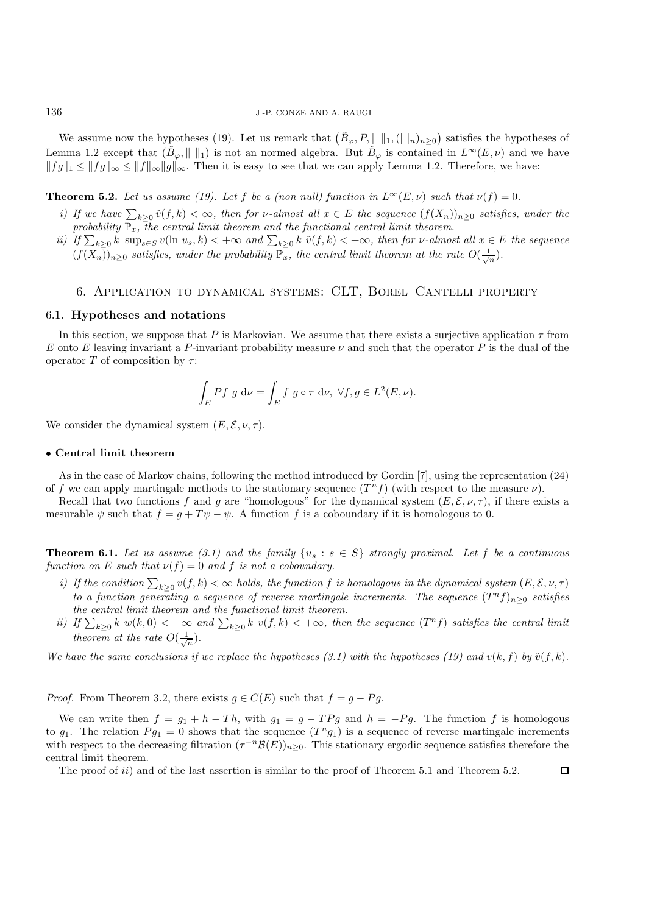We assume now the hypotheses (19). Let us remark that $(\tilde{B}_\varphi, P, \| \|_1, (| |_n)_{n\geq 0})$ satisfies the hypotheses of Lemma 1.2 except that $(\tilde{B}_\varphi, \| \|_1)$ is not an normed algebra. But $\tilde{B}_\varphi$ is contained in $L^\infty(E,\nu)$ and we have $\|fg\|_1 \leq \|fg\|_\infty \leq \|f\|_\infty \|g\|_\infty$. Then it is easy to see that we can apply Lemma 1.2. Therefore, we have:

**Theorem 5.2.** *Let us assume (19). Let $f$ be a (non null) function in $L^\infty(E,\nu)$ such that $\nu(f) = 0$.*

*i) If we have $\sum_{k\geq 0} \tilde{v}(f,k) < \infty$, then for $\nu$-almost all $x \in E$ the sequence $(f(X_n))_{n\geq 0}$ satisfies, under the probability $\mathbb{P}_x$, the central limit theorem and the functional central limit theorem.*

*ii) If $\sum_{k\geq 0} k \, \sup_{s\in S} v(\ln u_s, k) < +\infty$ and $\sum_{k\geq 0} k \, \tilde{v}(f,k) < +\infty$, then for $\nu$-almost all $x \in E$ the sequence $(f(X_n))_{n\geq 0}$ satisfies, under the probability $\mathbb{P}_x$, the central limit theorem at the rate $O(\frac{1}{\sqrt{n}})$.*

## 6. Application to dynamical systems: CLT, Borel–Cantelli property

### 6.1. Hypotheses and notations

In this section, we suppose that $P$ is Markovian. We assume that there exists a surjective application $\tau$ from $E$ onto $E$ leaving invariant a $P$-invariant probability measure $\nu$ and such that the operator $P$ is the dual of the operator $T$ of composition by $\tau$:

$$\int_E Pf \; g \, \mathrm{d}\nu = \int_E f \; g \circ \tau \, \mathrm{d}\nu, \; \forall f, g \in L^2(E,\nu).$$

We consider the dynamical system $(E, \mathcal{E}, \nu, \tau)$.

**• Central limit theorem**

As in the case of Markov chains, following the method introduced by Gordin [7], using the representation (24) of $f$ we can apply martingale methods to the stationary sequence $(T^n f)$ (with respect to the measure $\nu$).

Recall that two functions $f$ and $g$ are "homologous" for the dynamical system $(E, \mathcal{E}, \nu, \tau)$, if there exists a mesurable $\psi$ such that $f = g + T\psi - \psi$. A function $f$ is a coboundary if it is homologous to 0.

**Theorem 6.1.** *Let us assume (3.1) and the family $\{u_s : s \in S\}$ strongly proximal. Let $f$ be a continuous function on $E$ such that $\nu(f) = 0$ and $f$ is not a coboundary.*

*i) If the condition $\sum_{k\geq 0} v(f,k) < \infty$ holds, the function $f$ is homologous in the dynamical system $(E, \mathcal{E}, \nu, \tau)$ to a function generating a sequence of reverse martingale increments. The sequence $(T^n f)_{n\geq 0}$ satisfies the central limit theorem and the functional limit theorem.*

*ii) If $\sum_{k\geq 0} k \; w(k,0) < +\infty$ and $\sum_{k\geq 0} k \; v(f,k) < +\infty$, then the sequence $(T^n f)$ satisfies the central limit theorem at the rate $O(\frac{1}{\sqrt{n}})$.*

*We have the same conclusions if we replace the hypotheses (3.1) with the hypotheses (19) and $v(k,f)$ by $\tilde{v}(f,k)$.*

*Proof.* From Theorem 3.2, there exists $g \in C(E)$ such that $f = g - Pg$.

We can write then $f = g_1 + h - Th$, with $g_1 = g - TPg$ and $h = -Pg$. The function $f$ is homologous to $g_1$. The relation $Pg_1 = 0$ shows that the sequence $(T^n g_1)$ is a sequence of reverse martingale increments with respect to the decreasing filtration $(\tau^{-n}\mathcal{B}(E))_{n\geq 0}$. This stationary ergodic sequence satisfies therefore the central limit theorem.

The proof of *ii)* and of the last assertion is similar to the proof of Theorem 5.1 and Theorem 5.2. □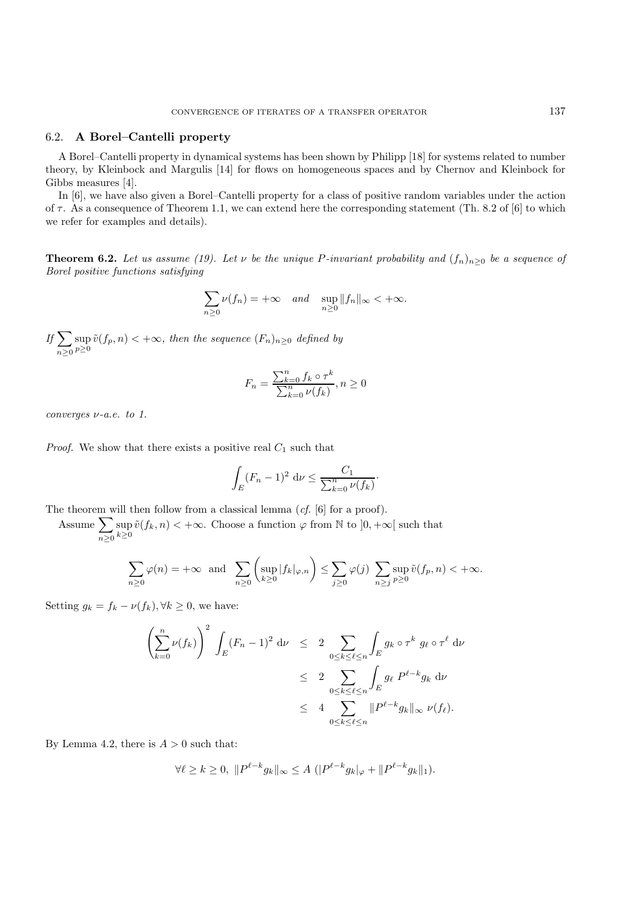## 6.2. A Borel–Cantelli property

A Borel–Cantelli property in dynamical systems has been shown by Philipp [18] for systems related to number theory, by Kleinbock and Margulis [14] for flows on homogeneous spaces and by Chernov and Kleinbock for Gibbs measures [4].

In [6], we have also given a Borel–Cantelli property for a class of positive random variables under the action of $\tau$. As a consequence of Theorem 1.1, we can extend here the corresponding statement (Th. 8.2 of [6] to which we refer for examples and details).

**Theorem 6.2.** *Let us assume (19). Let $\nu$ be the unique $P$-invariant probability and $(f_n)_{n\geq 0}$ be a sequence of Borel positive functions satisfying*

$$\sum_{n\geq 0} \nu(f_n) = +\infty \quad \textit{and} \quad \sup_{n\geq 0} \|f_n\|_\infty < +\infty.$$

*If $\displaystyle\sum_{n\geq 0} \sup_{p\geq 0} \tilde{v}(f_p, n) < +\infty$, then the sequence $(F_n)_{n\geq 0}$ defined by*

$$F_n = \frac{\sum_{k=0}^n f_k \circ \tau^k}{\sum_{k=0}^n \nu(f_k)}, n \geq 0$$

*converges $\nu$-a.e. to 1.*

*Proof.* We show that there exists a positive real $C_1$ such that

$$\int_E (F_n - 1)^2 \, \mathrm{d}\nu \leq \frac{C_1}{\sum_{k=0}^n \nu(f_k)}.$$

The theorem will then follow from a classical lemma (*cf.* [6] for a proof).

Assume $\displaystyle\sum_{n\geq 0} \sup_{k\geq 0} \tilde{v}(f_k, n) < +\infty$. Choose a function $\varphi$ from $\mathbb{N}$ to $]0, +\infty[$ such that

$$\sum_{n\geq 0} \varphi(n) = +\infty \text{ and } \sum_{n\geq 0} \left( \sup_{k\geq 0} |f_k|_{\varphi,n} \right) \leq \sum_{j\geq 0} \varphi(j) \sum_{n\geq j} \sup_{p\geq 0} \tilde{v}(f_p, n) < +\infty.$$

Setting $g_k = f_k - \nu(f_k), \forall k \geq 0$, we have:

$$\begin{aligned}
\left( \sum_{k=0}^n \nu(f_k) \right)^2 \int_E (F_n - 1)^2 \, \mathrm{d}\nu &\leq 2 \sum_{0\leq k\leq \ell\leq n} \int_E g_k \circ \tau^k \; g_\ell \circ \tau^\ell \, \mathrm{d}\nu \\
&\leq 2 \sum_{0\leq k\leq \ell\leq n} \int_E g_\ell \; P^{\ell-k} g_k \, \mathrm{d}\nu \\
&\leq 4 \sum_{0\leq k\leq \ell\leq n} \|P^{\ell-k} g_k\|_\infty \; \nu(f_\ell).
\end{aligned}$$

By Lemma 4.2, there is $A > 0$ such that:

$$\forall \ell \geq k \geq 0, \; \|P^{\ell-k} g_k\|_\infty \leq A \; (|P^{\ell-k} g_k|_\varphi + \|P^{\ell-k} g_k\|_1).$$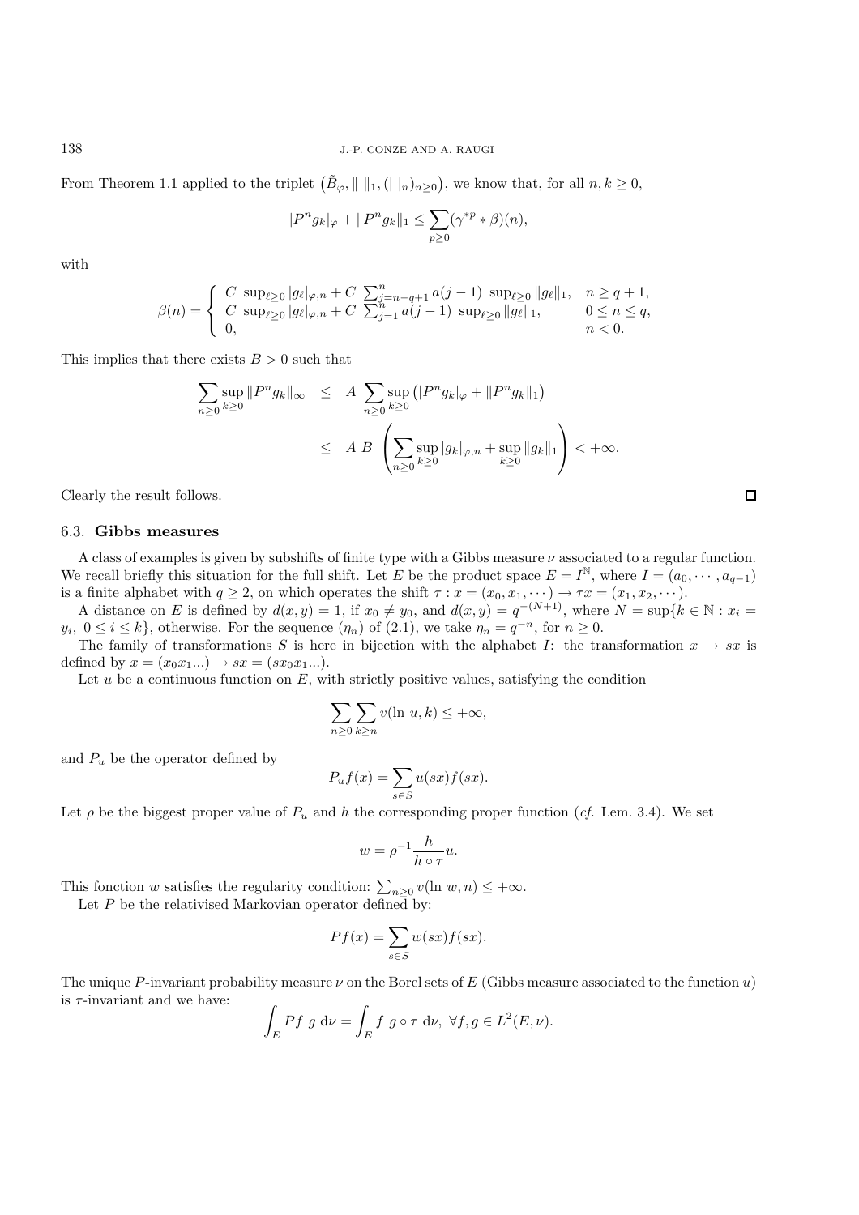From Theorem 1.1 applied to the triplet $\left(\tilde{B}_\varphi, \| \ \|_1, (| \ |_n)_{n\geq 0}\right)$, we know that, for all $n, k \geq 0$,

$$|P^n g_k|_\varphi + \|P^n g_k\|_1 \leq \sum_{p\geq 0} (\gamma^{*p} * \beta)(n),$$

with

$$\beta(n) = \begin{cases} C \ \sup_{\ell\geq 0} |g_\ell|_{\varphi,n} + C \ \sum_{j=n-q+1}^{n} a(j-1) \ \sup_{\ell\geq 0} \|g_\ell\|_1, & n \geq q+1, \\ C \ \sup_{\ell\geq 0} |g_\ell|_{\varphi,n} + C \ \sum_{j=1}^{n} a(j-1) \ \sup_{\ell\geq 0} \|g_\ell\|_1, & 0 \leq n \leq q, \\ 0, & n < 0. \end{cases}$$

This implies that there exists $B > 0$ such that

$$\begin{aligned} \sum_{n\geq 0} \sup_{k\geq 0} \|P^n g_k\|_\infty &\leq A \ \sum_{n\geq 0} \sup_{k\geq 0} \left(|P^n g_k|_\varphi + \|P^n g_k\|_1\right) \\ &\leq A \ B \ \left( \sum_{n\geq 0} \sup_{k\geq 0} |g_k|_{\varphi,n} + \sup_{k\geq 0} \|g_k\|_1 \right) < +\infty. \end{aligned}$$

Clearly the result follows. □

### 6.3. **Gibbs measures**

A class of examples is given by subshifts of finite type with a Gibbs measure $\nu$ associated to a regular function. We recall briefly this situation for the full shift. Let $E$ be the product space $E = I^{\mathbb{N}}$, where $I = (a_0, \cdots, a_{q-1})$ is a finite alphabet with $q \geq 2$, on which operates the shift $\tau : x = (x_0, x_1, \cdots) \to \tau x = (x_1, x_2, \cdots)$.

A distance on $E$ is defined by $d(x, y) = 1$, if $x_0 \neq y_0$, and $d(x, y) = q^{-(N+1)}$, where $N = \sup\{k \in \mathbb{N} : x_i = y_i, \ 0 \leq i \leq k\}$, otherwise. For the sequence $(\eta_n)$ of (2.1), we take $\eta_n = q^{-n}$, for $n \geq 0$.

The family of transformations $S$ is here in bijection with the alphabet $I$: the transformation $x \to sx$ is defined by $x = (x_0 x_1 ...) \to sx = (s x_0 x_1 ...)$.

Let $u$ be a continuous function on $E$, with strictly positive values, satisfying the condition

$$\sum_{n\geq 0} \sum_{k\geq n} v(\ln u, k) \leq +\infty,$$

and $P_u$ be the operator defined by

$$P_u f(x) = \sum_{s\in S} u(sx) f(sx).$$

Let $\rho$ be the biggest proper value of $P_u$ and $h$ the corresponding proper function (*cf.* Lem. 3.4). We set

$$w = \rho^{-1} \frac{h}{h \circ \tau} u.$$

This fonction $w$ satisfies the regularity condition: $\sum_{n\geq 0} v(\ln w, n) \leq +\infty$.

Let $P$ be the relativised Markovian operator defined by:

$$Pf(x) = \sum_{s\in S} w(sx) f(sx).$$

The unique $P$-invariant probability measure $\nu$ on the Borel sets of $E$ (Gibbs measure associated to the function $u$) is $\tau$-invariant and we have:

$$\int_E Pf \ g \ \mathrm{d}\nu = \int_E f \ g \circ \tau \ \mathrm{d}\nu, \ \forall f, g \in L^2(E, \nu).$$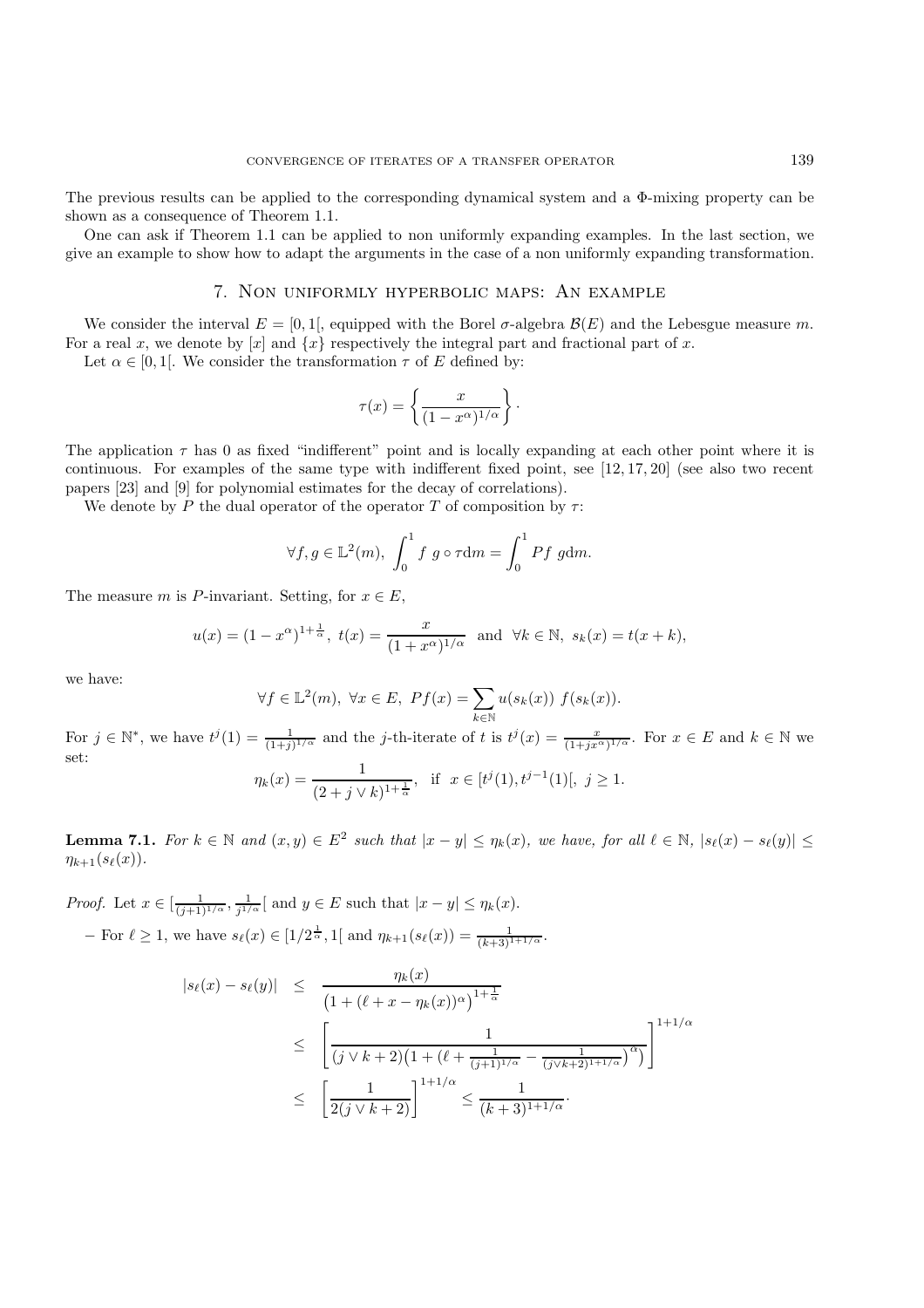The previous results can be applied to the corresponding dynamical system and a Φ-mixing property can be shown as a consequence of Theorem 1.1.

One can ask if Theorem 1.1 can be applied to non uniformly expanding examples. In the last section, we give an example to show how to adapt the arguments in the case of a non uniformly expanding transformation.

## 7. Non uniformly hyperbolic maps: An example

We consider the interval $E = [0, 1[$, equipped with the Borel $\sigma$-algebra $\mathcal{B}(E)$ and the Lebesgue measure $m$. For a real $x$, we denote by $[x]$ and $\{x\}$ respectively the integral part and fractional part of $x$.

Let $\alpha \in [0, 1[$. We consider the transformation $\tau$ of $E$ defined by:

$$\tau(x) = \left\{ \frac{x}{(1 - x^\alpha)^{1/\alpha}} \right\}.$$

The application $\tau$ has 0 as fixed "indifferent" point and is locally expanding at each other point where it is continuous. For examples of the same type with indifferent fixed point, see [12, 17, 20] (see also two recent papers [23] and [9] for polynomial estimates for the decay of correlations).

We denote by $P$ the dual operator of the operator $T$ of composition by $\tau$:

$$\forall f, g \in \mathbb{L}^2(m), \ \int_0^1 f \ g \circ \tau \mathrm{d}m = \int_0^1 Pf \ g \mathrm{d}m.$$

The measure $m$ is $P$-invariant. Setting, for $x \in E$,

$$u(x) = (1 - x^\alpha)^{1 + \frac{1}{\alpha}}, \ t(x) = \frac{x}{(1 + x^\alpha)^{1/\alpha}} \ \text{ and } \ \forall k \in \mathbb{N}, \ s_k(x) = t(x + k),$$

we have:

$$\forall f \in \mathbb{L}^2(m), \ \forall x \in E, \ Pf(x) = \sum_{k \in \mathbb{N}} u(s_k(x)) \ f(s_k(x)).$$

For $j \in \mathbb{N}^*$, we have $t^j(1) = \frac{1}{(1+j)^{1/\alpha}}$ and the $j$-th-iterate of $t$ is $t^j(x) = \frac{x}{(1+jx^\alpha)^{1/\alpha}}$. For $x \in E$ and $k \in \mathbb{N}$ we set:

$$\eta_k(x) = \frac{1}{(2 + j \vee k)^{1 + \frac{1}{\alpha}}}, \ \text{ if } \ x \in [t^j(1), t^{j-1}(1)[, \ j \geq 1.$$

**Lemma 7.1.** *For $k \in \mathbb{N}$ and $(x, y) \in E^2$ such that $|x - y| \leq \eta_k(x)$, we have, for all $\ell \in \mathbb{N}$, $|s_\ell(x) - s_\ell(y)| \leq \eta_{k+1}(s_\ell(x))$.*

*Proof.* Let $x \in [\frac{1}{(j+1)^{1/\alpha}}, \frac{1}{j^{1/\alpha}}[$ and $y \in E$ such that $|x - y| \leq \eta_k(x)$.

– For $\ell \geq 1$, we have $s_\ell(x) \in [1/2^{\frac{1}{\alpha}}, 1[$ and $\eta_{k+1}(s_\ell(x)) = \frac{1}{(k+3)^{1+1/\alpha}}$.

$$\begin{aligned}
|s_\ell(x) - s_\ell(y)| &\leq \frac{\eta_k(x)}{\left(1 + (\ell + x - \eta_k(x))^\alpha\right)^{1 + \frac{1}{\alpha}}} \\
&\leq \left[ \frac{1}{(j \vee k + 2)\left(1 + (\ell + \frac{1}{(j+1)^{1/\alpha}} - \frac{1}{(j \vee k + 2)^{1+1/\alpha}})^\alpha\right)} \right]^{1+1/\alpha} \\
&\leq \left[ \frac{1}{2(j \vee k + 2)} \right]^{1+1/\alpha} \leq \frac{1}{(k+3)^{1+1/\alpha}} \cdot
\end{aligned}$$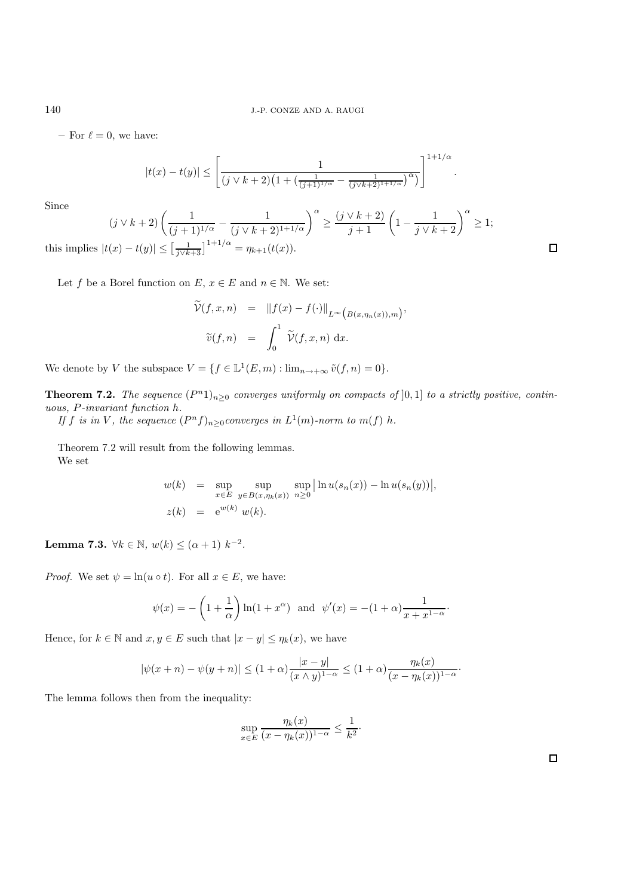– For $\ell = 0$, we have:

$$|t(x) - t(y)| \leq \left[ \frac{1}{(j \vee k+2)\big(1 + (\frac{1}{(j+1)^{1/\alpha}} - \frac{1}{(j \vee k+2)^{1+1/\alpha}})^{\alpha}\big)} \right]^{1+1/\alpha}.$$

Since

$$(j \vee k+2) \left( \frac{1}{(j+1)^{1/\alpha}} - \frac{1}{(j \vee k+2)^{1+1/\alpha}} \right)^{\alpha} \geq \frac{(j \vee k+2)}{j+1} \left( 1 - \frac{1}{j \vee k+2} \right)^{\alpha} \geq 1;$$

this implies $|t(x) - t(y)| \leq \big[\frac{1}{j \vee k+3}\big]^{1+1/\alpha} = \eta_{k+1}(t(x))$. ☐

Let $f$ be a Borel function on $E$, $x \in E$ and $n \in \mathbb{N}$. We set:

$$\begin{aligned} \widetilde{\mathcal{V}}(f, x, n) &= \|f(x) - f(\cdot)\|_{L^{\infty}\left(B(x,\eta_n(x)),m\right)}, \\ \widetilde{v}(f, n) &= \int_0^1 \widetilde{\mathcal{V}}(f, x, n)\ \mathrm{d}x. \end{aligned}$$

We denote by $V$ the subspace $V = \{f \in \mathbb{L}^1(E, m) : \lim_{n \to +\infty} \tilde{v}(f, n) = 0\}$.

**Theorem 7.2.** *The sequence $(P^n 1)_{n \geq 0}$ converges uniformly on compacts of $]0,1]$ to a strictly positive, continuous, $P$-invariant function $h$.*

*If $f$ is in $V$, the sequence $(P^n f)_{n \geq 0}$converges in $L^1(m)$-norm to $m(f)\ h$.*

Theorem 7.2 will result from the following lemmas.

We set

$$\begin{aligned} w(k) &= \sup_{x \in E} \sup_{y \in B(x,\eta_k(x))} \sup_{n \geq 0} \big| \ln u(s_n(x)) - \ln u(s_n(y)) \big|, \\ z(k) &= \mathrm{e}^{w(k)}\ w(k). \end{aligned}$$

**Lemma 7.3.** $\forall k \in \mathbb{N}$, $w(k) \leq (\alpha + 1)\ k^{-2}$.

*Proof.* We set $\psi = \ln(u \circ t)$. For all $x \in E$, we have:

$$\psi(x) = -\left(1 + \frac{1}{\alpha}\right) \ln(1 + x^{\alpha}) \quad \text{and} \quad \psi'(x) = -(1+\alpha) \frac{1}{x + x^{1-\alpha}}\cdot$$

Hence, for $k \in \mathbb{N}$ and $x, y \in E$ such that $|x - y| \leq \eta_k(x)$, we have

$$|\psi(x+n) - \psi(y+n)| \leq (1+\alpha) \frac{|x-y|}{(x \wedge y)^{1-\alpha}} \leq (1+\alpha) \frac{\eta_k(x)}{(x - \eta_k(x))^{1-\alpha}}\cdot$$

The lemma follows then from the inequality:

$$\sup_{x \in E} \frac{\eta_k(x)}{(x - \eta_k(x))^{1-\alpha}} \leq \frac{1}{k^2}\cdot$$

☐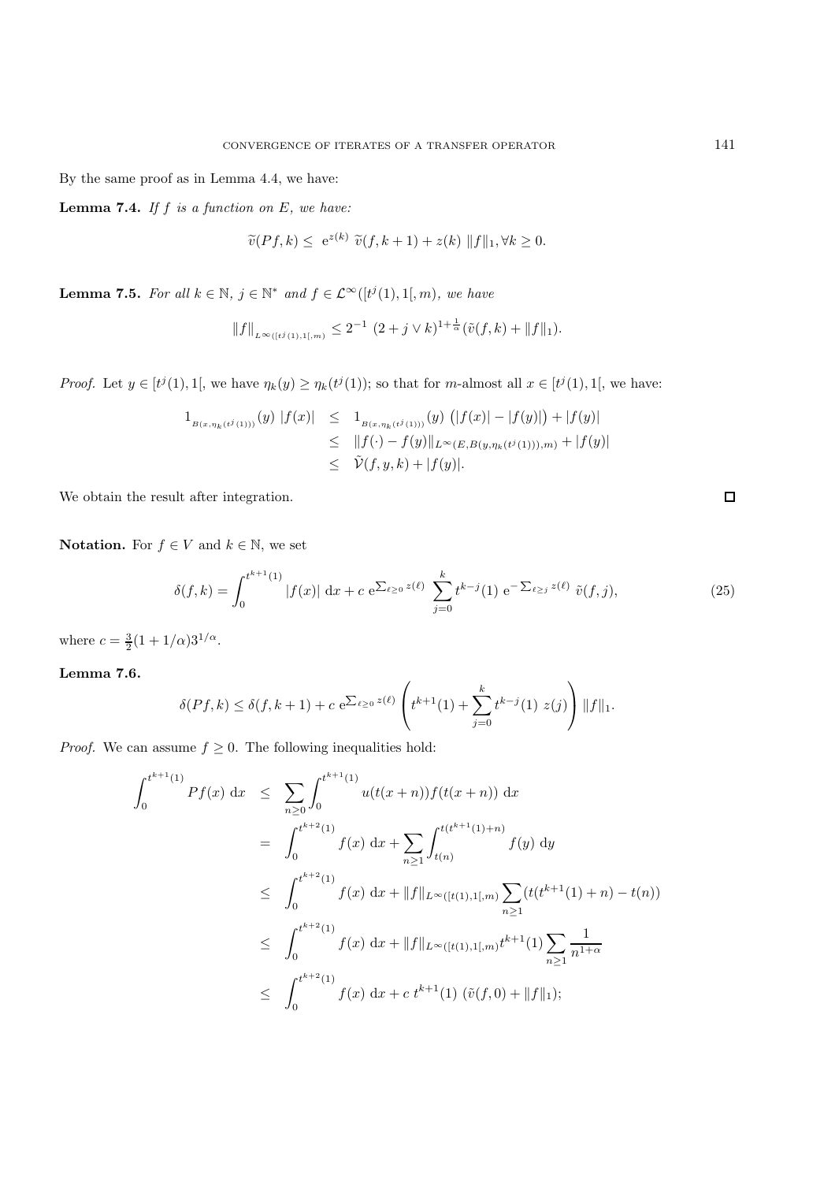By the same proof as in Lemma 4.4, we have:

**Lemma 7.4.** *If $f$ is a function on $E$, we have:*

$$\widetilde{v}(Pf,k) \leq \mathrm{e}^{z(k)}\ \widetilde{v}(f,k+1) + z(k)\ \|f\|_1, \forall k \geq 0.$$

**Lemma 7.5.** *For all $k \in \mathbb{N}$, $j \in \mathbb{N}^*$ and $f \in \mathcal{L}^\infty([t^j(1),1[,m)$, we have*

$$\|f\|_{L^\infty([t^j(1),1[,m)} \leq 2^{-1}\ (2+j\vee k)^{1+\frac{1}{\alpha}}(\tilde{v}(f,k)+\|f\|_1).$$

*Proof.* Let $y \in [t^j(1),1[$, we have $\eta_k(y) \geq \eta_k(t^j(1))$; so that for $m$-almost all $x \in [t^j(1),1[$, we have:

$$\begin{aligned}
1_{B(x,\eta_k(t^j(1)))}(y)\ |f(x)| &\leq 1_{B(x,\eta_k(t^j(1)))}(y)\ \big(|f(x)|-|f(y)|\big)+|f(y)| \\
&\leq \|f(\cdot)-f(y)\|_{L^\infty(E,B(y,\eta_k(t^j(1))),m)}+|f(y)| \\
&\leq \tilde{\mathcal{V}}(f,y,k)+|f(y)|.
\end{aligned}$$

We obtain the result after integration. $\square$

**Notation.** For $f \in V$ and $k \in \mathbb{N}$, we set

$$\delta(f,k) = \int_0^{t^{k+1}(1)} |f(x)|\ \mathrm{d}x + c\ \mathrm{e}^{\sum_{\ell\geq 0} z(\ell)}\ \sum_{j=0}^{k} t^{k-j}(1)\ \mathrm{e}^{-\sum_{\ell\geq j} z(\ell)}\ \tilde{v}(f,j), \tag{25}$$

where $c = \frac{3}{2}(1+1/\alpha)3^{1/\alpha}$.

**Lemma 7.6.**

$$\delta(Pf,k) \leq \delta(f,k+1) + c\ \mathrm{e}^{\sum_{\ell\geq 0} z(\ell)} \left( t^{k+1}(1) + \sum_{j=0}^{k} t^{k-j}(1)\ z(j)\right)\|f\|_1.$$

*Proof.* We can assume $f \geq 0$. The following inequalities hold:

$$\begin{aligned}
\int_0^{t^{k+1}(1)} Pf(x)\ \mathrm{d}x &\leq \sum_{n\geq 0}\int_0^{t^{k+1}(1)} u(t(x+n))f(t(x+n))\ \mathrm{d}x \\
&= \int_0^{t^{k+2}(1)} f(x)\ \mathrm{d}x + \sum_{n\geq 1}\int_{t(n)}^{t(t^{k+1}(1)+n)} f(y)\ \mathrm{d}y \\
&\leq \int_0^{t^{k+2}(1)} f(x)\ \mathrm{d}x + \|f\|_{L^\infty([t(1),1[,m)}\sum_{n\geq 1}(t(t^{k+1}(1)+n)-t(n)) \\
&\leq \int_0^{t^{k+2}(1)} f(x)\ \mathrm{d}x + \|f\|_{L^\infty([t(1),1[,m)} t^{k+1}(1)\sum_{n\geq 1}\frac{1}{n^{1+\alpha}} \\
&\leq \int_0^{t^{k+2}(1)} f(x)\ \mathrm{d}x + c\ t^{k+1}(1)\ (\tilde{v}(f,0)+\|f\|_1);
\end{aligned}$$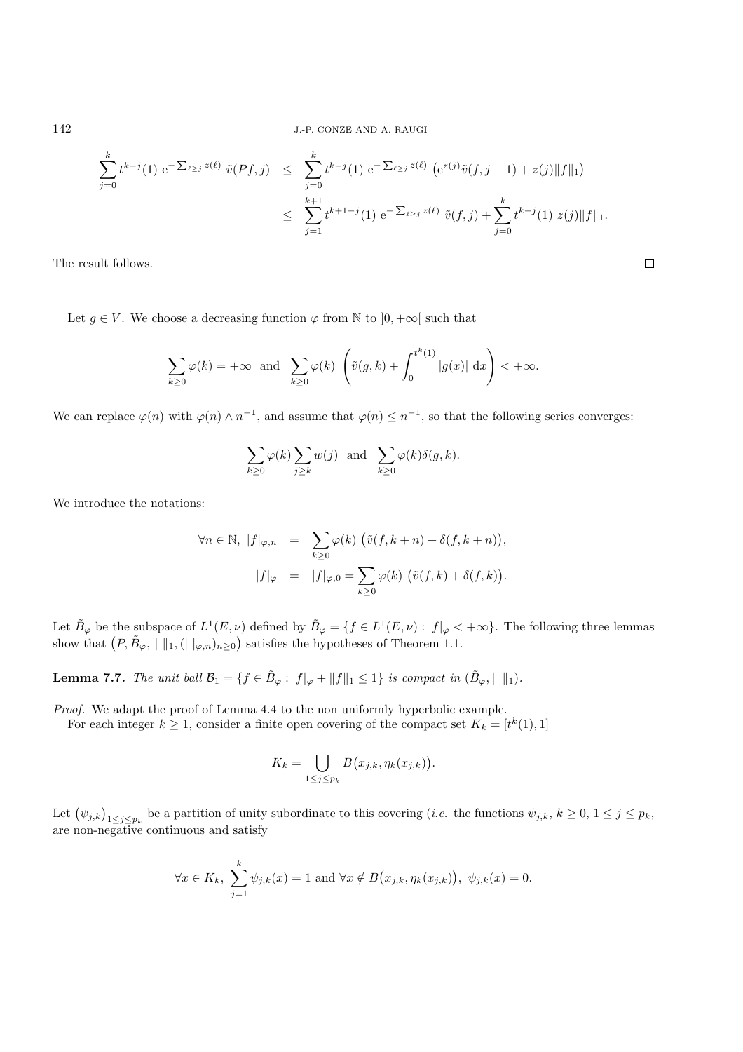$$
\begin{aligned}
\sum_{j=0}^{k} t^{k-j}(1)\, \mathrm{e}^{-\sum_{\ell\geq j} z(\ell)}\, \tilde{v}(Pf,j) &\leq \sum_{j=0}^{k} t^{k-j}(1)\, \mathrm{e}^{-\sum_{\ell\geq j} z(\ell)}\, \left(\mathrm{e}^{z(j)}\tilde{v}(f,j+1) + z(j)\|f\|_1\right) \\
&\leq \sum_{j=1}^{k+1} t^{k+1-j}(1)\, \mathrm{e}^{-\sum_{\ell\geq j} z(\ell)}\, \tilde{v}(f,j) + \sum_{j=0}^{k} t^{k-j}(1)\, z(j)\|f\|_1.
\end{aligned}
$$

The result follows. $\square$

Let $g \in V$. We choose a decreasing function $\varphi$ from $\mathbb{N}$ to $]0,+\infty[$ such that

$$
\sum_{k\geq 0} \varphi(k) = +\infty \quad \text{and} \quad \sum_{k\geq 0} \varphi(k) \left(\tilde{v}(g,k) + \int_0^{t^k(1)} |g(x)|\, \mathrm{d}x\right) < +\infty.
$$

We can replace $\varphi(n)$ with $\varphi(n) \wedge n^{-1}$, and assume that $\varphi(n) \leq n^{-1}$, so that the following series converges:

$$
\sum_{k\geq 0} \varphi(k) \sum_{j\geq k} w(j) \quad \text{and} \quad \sum_{k\geq 0} \varphi(k)\delta(g,k).
$$

We introduce the notations:

$$
\begin{aligned}
\forall n \in \mathbb{N},\ |f|_{\varphi,n} &= \sum_{k\geq 0} \varphi(k)\, \left(\tilde{v}(f,k+n) + \delta(f,k+n)\right), \\
|f|_{\varphi} &= |f|_{\varphi,0} = \sum_{k\geq 0} \varphi(k)\, \left(\tilde{v}(f,k) + \delta(f,k)\right).
\end{aligned}
$$

Let $\tilde{B}_\varphi$ be the subspace of $L^1(E,\nu)$ defined by $\tilde{B}_\varphi = \{f \in L^1(E,\nu) : |f|_\varphi < +\infty\}$. The following three lemmas show that $\left(P, \tilde{B}_\varphi, \|\ \|_1, (|\ |_{\varphi,n})_{n\geq 0}\right)$ satisfies the hypotheses of Theorem 1.1.

**Lemma 7.7.** *The unit ball $\mathcal{B}_1 = \{f \in \tilde{B}_\varphi : |f|_\varphi + \|f\|_1 \leq 1\}$ is compact in $(\tilde{B}_\varphi, \|\ \|_1)$.*

*Proof.* We adapt the proof of Lemma 4.4 to the non uniformly hyperbolic example.

For each integer $k \geq 1$, consider a finite open covering of the compact set $K_k = [t^k(1), 1]$

$$
K_k = \bigcup_{1\leq j\leq p_k} B\big(x_{j,k}, \eta_k(x_{j,k})\big).
$$

Let $\left(\psi_{j,k}\right)_{1\leq j\leq p_k}$ be a partition of unity subordinate to this covering (*i.e.* the functions $\psi_{j,k}$, $k \geq 0$, $1 \leq j \leq p_k$, are non-negative continuous and satisfy

$$
\forall x \in K_k,\ \sum_{j=1}^{k} \psi_{j,k}(x) = 1 \text{ and } \forall x \notin B\big(x_{j,k}, \eta_k(x_{j,k})\big),\ \psi_{j,k}(x) = 0.
$$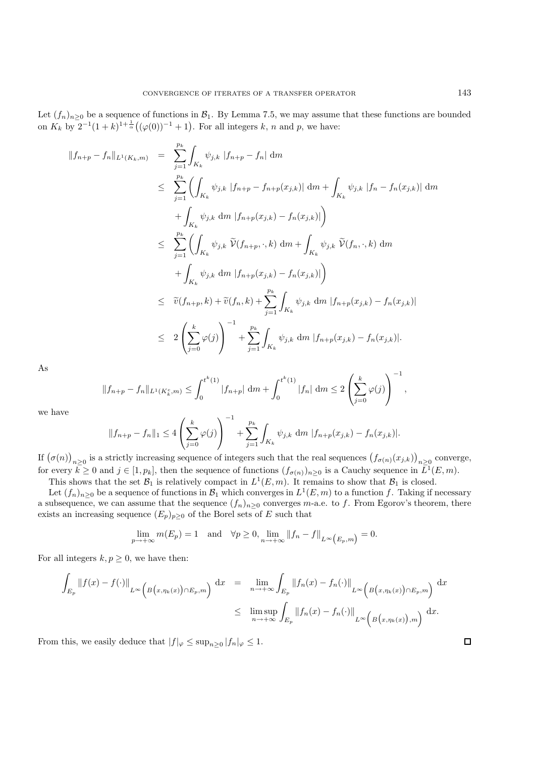Let $(f_n)_{n\geq 0}$ be a sequence of functions in $\mathcal{B}_1$. By Lemma 7.5, we may assume that these functions are bounded on $K_k$ by $2^{-1}(1+k)^{1+\frac{1}{\alpha}}\big((\varphi(0))^{-1}+1\big)$. For all integers $k$, $n$ and $p$, we have:

$$
\begin{aligned}
\|f_{n+p}-f_n\|_{L^1(K_k,m)} &= \sum_{j=1}^{p_k}\int_{K_k}\psi_{j,k}\ |f_{n+p}-f_n|\ \mathrm{d}m \\
&\leq \sum_{j=1}^{p_k}\Big(\int_{K_k}\psi_{j,k}\ |f_{n+p}-f_{n+p}(x_{j,k})|\ \mathrm{d}m+\int_{K_k}\psi_{j,k}\ |f_n-f_n(x_{j,k})|\ \mathrm{d}m \\
&\qquad +\int_{K_k}\psi_{j,k}\ \mathrm{d}m\ |f_{n+p}(x_{j,k})-f_n(x_{j,k})|\Big) \\
&\leq \sum_{j=1}^{p_k}\Big(\int_{K_k}\psi_{j,k}\ \widetilde{\mathcal{V}}(f_{n+p},\cdot,k)\ \mathrm{d}m+\int_{K_k}\psi_{j,k}\ \widetilde{\mathcal{V}}(f_n,\cdot,k)\ \mathrm{d}m \\
&\qquad +\int_{K_k}\psi_{j,k}\ \mathrm{d}m\ |f_{n+p}(x_{j,k})-f_n(x_{j,k})|\Big) \\
&\leq \widetilde{v}(f_{n+p},k)+\widetilde{v}(f_n,k)+\sum_{j=1}^{p_k}\int_{K_k}\psi_{j,k}\ \mathrm{d}m\ |f_{n+p}(x_{j,k})-f_n(x_{j,k})| \\
&\leq 2\left(\sum_{j=0}^{k}\varphi(j)\right)^{-1}+\sum_{j=1}^{p_k}\int_{K_k}\psi_{j,k}\ \mathrm{d}m\ |f_{n+p}(x_{j,k})-f_n(x_{j,k})|.
\end{aligned}
$$

As

$$
\|f_{n+p}-f_n\|_{L^1(K_k^c,m)}\leq\int_0^{t^k(1)}|f_{n+p}|\ \mathrm{d}m+\int_0^{t^k(1)}|f_n|\ \mathrm{d}m\leq 2\left(\sum_{j=0}^{k}\varphi(j)\right)^{-1},
$$

we have

$$
\|f_{n+p}-f_n\|_1\leq 4\left(\sum_{j=0}^{k}\varphi(j)\right)^{-1}+\sum_{j=1}^{p_k}\int_{K_k}\psi_{j,k}\ \mathrm{d}m\ |f_{n+p}(x_{j,k})-f_n(x_{j,k})|.
$$

If $\big(\sigma(n)\big)_{n\geq 0}$ is a strictly increasing sequence of integers such that the real sequences $\big(f_{\sigma(n)}(x_{j,k})\big)_{n\geq 0}$ converge, for every $k\geq 0$ and $j\in[1,p_k]$, then the sequence of functions $(f_{\sigma(n)})_{n\geq 0}$ is a Cauchy sequence in $L^1(E,m)$.

This shows that the set $\mathcal{B}_1$ is relatively compact in $L^1(E,m)$. It remains to show that $\mathcal{B}_1$ is closed.

Let $(f_n)_{n\geq 0}$ be a sequence of functions in $\mathcal{B}_1$ which converges in $L^1(E,m)$ to a function $f$. Taking if necessary a subsequence, we can assume that the sequence $(f_n)_{n\geq 0}$ converges $m$-a.e. to $f$. From Egorov's theorem, there exists an increasing sequence $(E_p)_{p\geq 0}$ of the Borel sets of $E$ such that

$$
\lim_{p\to+\infty}m(E_p)=1\quad\text{and}\quad\forall p\geq 0,\ \lim_{n\to+\infty}\|f_n-f\|_{L^\infty\left(E_p,m\right)}=0.
$$

For all integers $k,p\geq 0$, we have then:

$$
\begin{aligned}
\int_{E_p}\|f(x)-f(\cdot)\|_{L^\infty\left(B\left(x,\eta_k(x)\right)\cap E_p,m\right)}\ \mathrm{d}x &= \lim_{n\to+\infty}\int_{E_p}\|f_n(x)-f_n(\cdot)\|_{L^\infty\left(B\left(x,\eta_k(x)\right)\cap E_p,m\right)}\ \mathrm{d}x \\
&\leq \limsup_{n\to+\infty}\int_{E_p}\|f_n(x)-f_n(\cdot)\|_{L^\infty\left(B\left(x,\eta_k(x)\right),m\right)}\ \mathrm{d}x.
\end{aligned}
$$

From this, we easily deduce that $|f|_\varphi\leq\sup_{n\geq 0}|f_n|_\varphi\leq 1$. □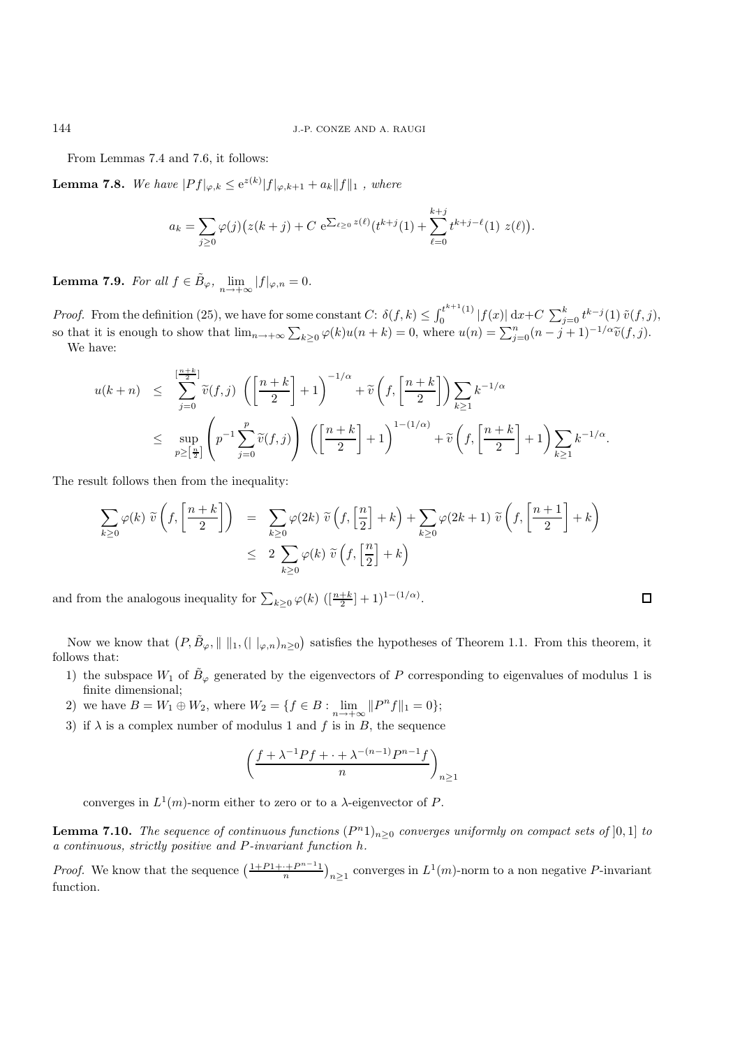From Lemmas 7.4 and 7.6, it follows:

**Lemma 7.8.** *We have* $|Pf|_{\varphi,k} \leq \mathrm{e}^{z(k)}|f|_{\varphi,k+1} + a_k\|f\|_1$ *, where*

$$a_k = \sum_{j\geq 0} \varphi(j)\big(z(k+j) + C\ \mathrm{e}^{\sum_{\ell\geq 0} z(\ell)}(t^{k+j}(1) + \sum_{\ell=0}^{k+j} t^{k+j-\ell}(1)\ z(\ell)\big).$$

**Lemma 7.9.** *For all* $f \in \tilde{B}_\varphi$, $\lim_{n\to+\infty} |f|_{\varphi,n} = 0$.

*Proof.* From the definition (25), we have for some constant $C$: $\delta(f,k) \leq \int_0^{t^{k+1}(1)} |f(x)|\,\mathrm{d}x + C\ \sum_{j=0}^k t^{k-j}(1)\ \tilde{v}(f,j)$, so that it is enough to show that $\lim_{n\to+\infty} \sum_{k\geq 0} \varphi(k)u(n+k) = 0$, where $u(n) = \sum_{j=0}^n (n-j+1)^{-1/\alpha}\tilde{v}(f,j)$.

We have:

$$\begin{aligned}
u(k+n) &\leq \sum_{j=0}^{[\frac{n+k}{2}]} \widetilde{v}(f,j)\ \left(\left[\frac{n+k}{2}\right]+1\right)^{-1/\alpha} + \widetilde{v}\left(f,\left[\frac{n+k}{2}\right]\right)\sum_{k\geq 1} k^{-1/\alpha} \\
&\leq \sup_{p\geq[\frac{n}{2}]}\left(p^{-1}\sum_{j=0}^{p}\widetilde{v}(f,j)\right)\ \left(\left[\frac{n+k}{2}\right]+1\right)^{1-(1/\alpha)} + \widetilde{v}\left(f,\left[\frac{n+k}{2}\right]+1\right)\sum_{k\geq 1} k^{-1/\alpha}.
\end{aligned}$$

The result follows then from the inequality:

$$\begin{aligned}
\sum_{k\geq 0}\varphi(k)\ \widetilde{v}\left(f,\left[\frac{n+k}{2}\right]\right) &= \sum_{k\geq 0}\varphi(2k)\ \widetilde{v}\left(f,\left[\frac{n}{2}\right]+k\right) + \sum_{k\geq 0}\varphi(2k+1)\ \widetilde{v}\left(f,\left[\frac{n+1}{2}\right]+k\right) \\
&\leq 2\ \sum_{k\geq 0}\varphi(k)\ \widetilde{v}\left(f,\left[\frac{n}{2}\right]+k\right)
\end{aligned}$$

and from the analogous inequality for $\sum_{k\geq 0}\varphi(k)\ ([\frac{n+k}{2}]+1)^{1-(1/\alpha)}$. ∎

Now we know that $\big(P,\tilde{B}_\varphi,\|\ \|_1,(|\ |_{\varphi,n})_{n\geq 0}\big)$ satisfies the hypotheses of Theorem 1.1. From this theorem, it follows that:

1) the subspace $W_1$ of $\tilde{B}_\varphi$ generated by the eigenvectors of $P$ corresponding to eigenvalues of modulus 1 is finite dimensional;
2) we have $B = W_1 \oplus W_2$, where $W_2 = \{f \in B : \lim_{n\to+\infty} \|P^n f\|_1 = 0\}$;
3) if $\lambda$ is a complex number of modulus 1 and $f$ is in $B$, the sequence

$$\left(\frac{f + \lambda^{-1}Pf + \cdot + \lambda^{-(n-1)}P^{n-1}f}{n}\right)_{n\geq 1}$$

converges in $L^1(m)$-norm either to zero or to a $\lambda$-eigenvector of $P$.

**Lemma 7.10.** *The sequence of continuous functions* $(P^n 1)_{n\geq 0}$ *converges uniformly on compact sets of* $]0,1]$ *to a continuous, strictly positive and* $P$*-invariant function* $h$.

*Proof.* We know that the sequence $\big(\frac{1+P1+\cdot+P^{n-1}1}{n}\big)_{n\geq 1}$ converges in $L^1(m)$-norm to a non negative $P$-invariant function.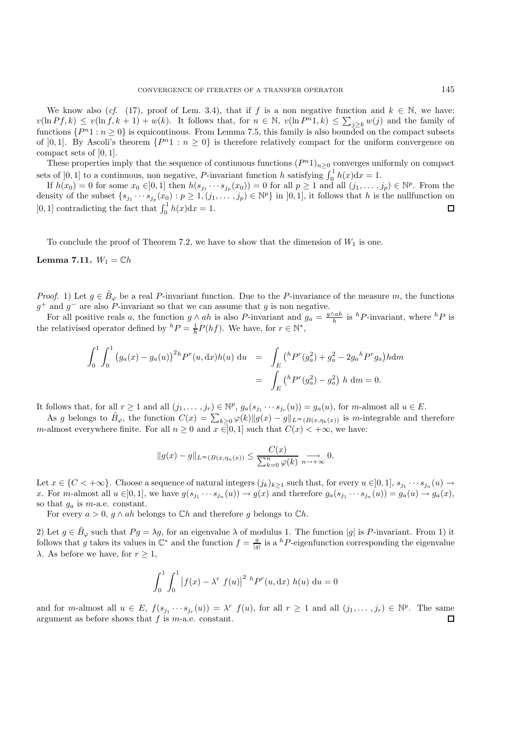We know also (*cf.* (17), proof of Lem. 3.4), that if $f$ is a non negative function and $k \in \mathbb{N}$, we have: $v(\ln Pf, k) \leq v(\ln f, k+1) + w(k)$. It follows that, for $n \in \mathbb{N}$, $v(\ln P^n 1, k) \leq \sum_{j \geq k} w(j)$ and the family of functions $\{P^n 1 : n \geq 0\}$ is equicontinous. From Lemma 7.5, this family is also bounded on the compact subsets of $]0,1]$. By Ascoli's theorem $\{P^n 1 : n \geq 0\}$ is therefore relatively compact for the uniform convergence on compact sets of $]0,1]$.

These properties imply that the sequence of continuous functions $(P^n 1)_{n \geq 0}$ converges uniformly on compact sets of $]0,1]$ to a continuous, non negative, $P$-invariant function $h$ satisfying $\int_0^1 h(x)\mathrm{d}x = 1$.

If $h(x_0) = 0$ for some $x_0 \in ]0,1]$ then $h(s_{j_1} \cdots s_{j_p}(x_0)) = 0$ for all $p \geq 1$ and all $(j_1, \ldots, j_p) \in \mathbb{N}^p$. From the density of the subset $\{s_{j_1} \cdots s_{j_p}(x_0) : p \geq 1, (j_1, \ldots, j_p) \in \mathbb{N}^p\}$ in $]0,1]$, it follows that $h$ is the nullfunction on $]0,1]$ contradicting the fact that $\int_0^1 h(x)\mathrm{d}x = 1$. □

To conclude the proof of Theorem 7.2, we have to show that the dimension of $W_1$ is one.

**Lemma 7.11.** $W_1 = \mathbb{C}h$

*Proof.* 1) Let $g \in \tilde{B}_\varphi$ be a real $P$-invariant function. Due to the $P$-invariance of the measure $m$, the functions $g^+$ and $g^-$ are also $P$-invariant so that we can assume that $g$ is non negative.

For all positive reals $a$, the function $g \wedge ah$ is also $P$-invariant and $g_a = \frac{g \wedge ah}{h}$ is ${}^hP$-invariant, where ${}^hP$ is the relativised operator defined by ${}^hP = \frac{1}{h}P(hf)$. We have, for $r \in \mathbb{N}^*$,

$$
\begin{aligned}
\int_0^1 \int_0^1 \big(g_a(x) - g_a(u)\big)^2 \, {}^hP^r(u, \mathrm{d}x) h(u) \, \mathrm{d}u &= \int_E \big({}^hP^r(g_a^2) + g_a^2 - 2g_a \, {}^hP^r g_a\big) h \mathrm{d}m \\
&= \int_E \big({}^hP^r(g_a^2) - g_a^2\big) \, h \, \mathrm{d}m = 0.
\end{aligned}
$$

It follows that, for all $r \geq 1$ and all $(j_1, \ldots, j_r) \in \mathbb{N}^p$, $g_a(s_{j_1} \cdots s_{j_r}(u)) = g_a(u)$, for $m$-almost all $u \in E$.

As $g$ belongs to $\tilde{B}_\varphi$, the function $C(x) = \sum_{k \geq 0} \varphi(k) \|g(x) - g\|_{L^\infty(B(x, \eta_k(x))}$ is $m$-integrable and therefore $m$-almost everywhere finite. For all $n \geq 0$ and $x \in ]0,1]$ such that $C(x) < +\infty$, we have:

$$
\|g(x) - g\|_{L^\infty(B(x, \eta_n(x))} \leq \frac{C(x)}{\sum_{k=0}^n \varphi(k)} \underset{n \to +\infty}{\longrightarrow} 0.
$$

Let $x \in \{C < +\infty\}$. Choose a sequence of natural integers $(j_k)_{k \geq 1}$ such that, for every $u \in ]0,1]$, $s_{j_1} \cdots s_{j_n}(u) \to x$. For $m$-almost all $u \in ]0,1]$, we have $g(s_{j_1} \cdots s_{j_n}(u)) \to g(x)$ and therefore $g_a(s_{j_1} \cdots s_{j_n}(u)) = g_a(u) \to g_a(x)$, so that $g_a$ is $m$-a.e. constant.

For every $a > 0$, $g \wedge ah$ belongs to $\mathbb{C}h$ and therefore $g$ belongs to $\mathbb{C}h$.

2) Let $g \in \tilde{B}_\varphi$ such that $Pg = \lambda g$, for an eigenvalue $\lambda$ of modulus 1. The function $|g|$ is $P$-invariant. From 1) it follows that $g$ takes its values in $\mathbb{C}^*$ and the function $f = \frac{g}{|g|}$ is a ${}^hP$-eigenfunction corresponding the eigenvalue $\lambda$. As before we have, for $r \geq 1$,

$$
\int_0^1 \int_0^1 \big|f(x) - \lambda^r \, f(u)\big|^2 \, {}^hP^r(u, \mathrm{d}x) \, h(u) \, \mathrm{d}u = 0
$$

and for $m$-almost all $u \in E$, $f(s_{j_1} \cdots s_{j_r}(u)) = \lambda^r \, f(u)$, for all $r \geq 1$ and all $(j_1, \ldots, j_r) \in \mathbb{N}^p$. The same argument as before shows that $f$ is $m$-a.e. constant. □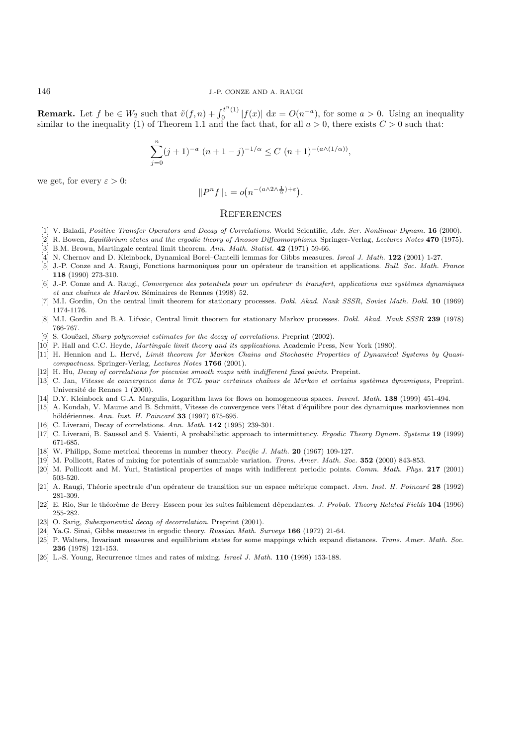**Remark.** Let $f$ be $\in W_2$ such that $\tilde{v}(f, n) + \int_0^{t^n(1)} |f(x)| \, \mathrm{d}x = O(n^{-a})$, for some $a > 0$. Using an inequality similar to the inequality (1) of Theorem 1.1 and the fact that, for all $a > 0$, there exists $C > 0$ such that:

$$\sum_{j=0}^{n} (j+1)^{-a} \; (n+1-j)^{-1/\alpha} \leq C \; (n+1)^{-(a \wedge (1/\alpha))},$$

we get, for every $\varepsilon > 0$:

$$\|P^n f\|_1 = o\big(n^{-(a \wedge 2 \wedge \frac{1}{\alpha}) + \varepsilon}\big).$$

## References

[1] V. Baladi, *Positive Transfer Operators and Decay of Correlations*. World Scientific, *Adv. Ser. Nonlinear Dynam.* **16** (2000).

[2] R. Bowen, *Equilibrium states and the ergodic theory of Anosov Diffeomorphisms*. Springer-Verlag, *Lectures Notes* **470** (1975).

[3] B.M. Brown, Martingale central limit theorem. *Ann. Math. Statist.* **42** (1971) 59-66.

[4] N. Chernov and D. Kleinbock, Dynamical Borel–Cantelli lemmas for Gibbs measures. *Isreal J. Math.* **122** (2001) 1-27.

[5] J.-P. Conze and A. Raugi, Fonctions harmoniques pour un opérateur de transition et applications. *Bull. Soc. Math. France* **118** (1990) 273-310.

[6] J.-P. Conze and A. Raugi, *Convergence des potentiels pour un opérateur de transfert, applications aux systèmes dynamiques et aux chaînes de Markov*. Séminaires de Rennes (1998) 52.

[7] M.I. Gordin, On the central limit theorem for stationary processes. *Dokl. Akad. Nauk SSSR, Soviet Math. Dokl.* **10** (1969) 1174-1176.

[8] M.I. Gordin and B.A. Lifvsic, Central limit theorem for stationary Markov processes. *Dokl. Akad. Nauk SSSR* **239** (1978) 766-767.

[9] S. Gouëzel, *Sharp polynomial estimates for the decay of correlations*. Preprint (2002).

[10] P. Hall and C.C. Heyde, *Martingale limit theory and its applications*. Academic Press, New York (1980).

[11] H. Hennion and L. Hervé, *Limit theorem for Markov Chains and Stochastic Properties of Dynamical Systems by Quasi-compactness*. Springer-Verlag, *Lectures Notes* **1766** (2001).

[12] H. Hu, *Decay of correlations for piecewise smooth maps with indifferent fixed points*. Preprint.

[13] C. Jan, *Vitesse de convergence dans le TCL pour certaines chaînes de Markov et certains systèmes dynamiques*, Preprint. Université de Rennes 1 (2000).

[14] D.Y. Kleinbock and G.A. Margulis, Logarithm laws for flows on homogeneous spaces. *Invent. Math.* **138** (1999) 451-494.

[15] A. Kondah, V. Maume and B. Schmitt, Vitesse de convergence vers l'état d'équilibre pour des dynamiques markoviennes non höldériennes. *Ann. Inst. H. Poincaré* **33** (1997) 675-695.

[16] C. Liverani, Decay of correlations. *Ann. Math.* **142** (1995) 239-301.

[17] C. Liverani, B. Saussol and S. Vaienti, A probabilistic approach to intermittency. *Ergodic Theory Dynam. Systems* **19** (1999) 671-685.

[18] W. Philipp, Some metrical theorems in number theory. *Pacific J. Math.* **20** (1967) 109-127.

[19] M. Pollicott, Rates of mixing for potentials of summable variation. *Trans. Amer. Math. Soc.* **352** (2000) 843-853.

[20] M. Pollicott and M. Yuri, Statistical properties of maps with indifferent periodic points. *Comm. Math. Phys.* **217** (2001) 503-520.

[21] A. Raugi, Théorie spectrale d'un opérateur de transition sur un espace métrique compact. *Ann. Inst. H. Poincaré* **28** (1992) 281-309.

[22] E. Rio, Sur le théorème de Berry–Esseen pour les suites faiblement dépendantes. *J. Probab. Theory Related Fields* **104** (1996) 255-282.

[23] O. Sarig, *Subexponential decay of decorrelation*. Preprint (2001).

[24] Ya.G. Sinai, Gibbs measures in ergodic theory. *Russian Math. Surveys* **166** (1972) 21-64.

[25] P. Walters, Invariant measures and equilibrium states for some mappings which expand distances. *Trans. Amer. Math. Soc.* **236** (1978) 121-153.

[26] L.-S. Young, Recurrence times and rates of mixing. *Israel J. Math.* **110** (1999) 153-188.